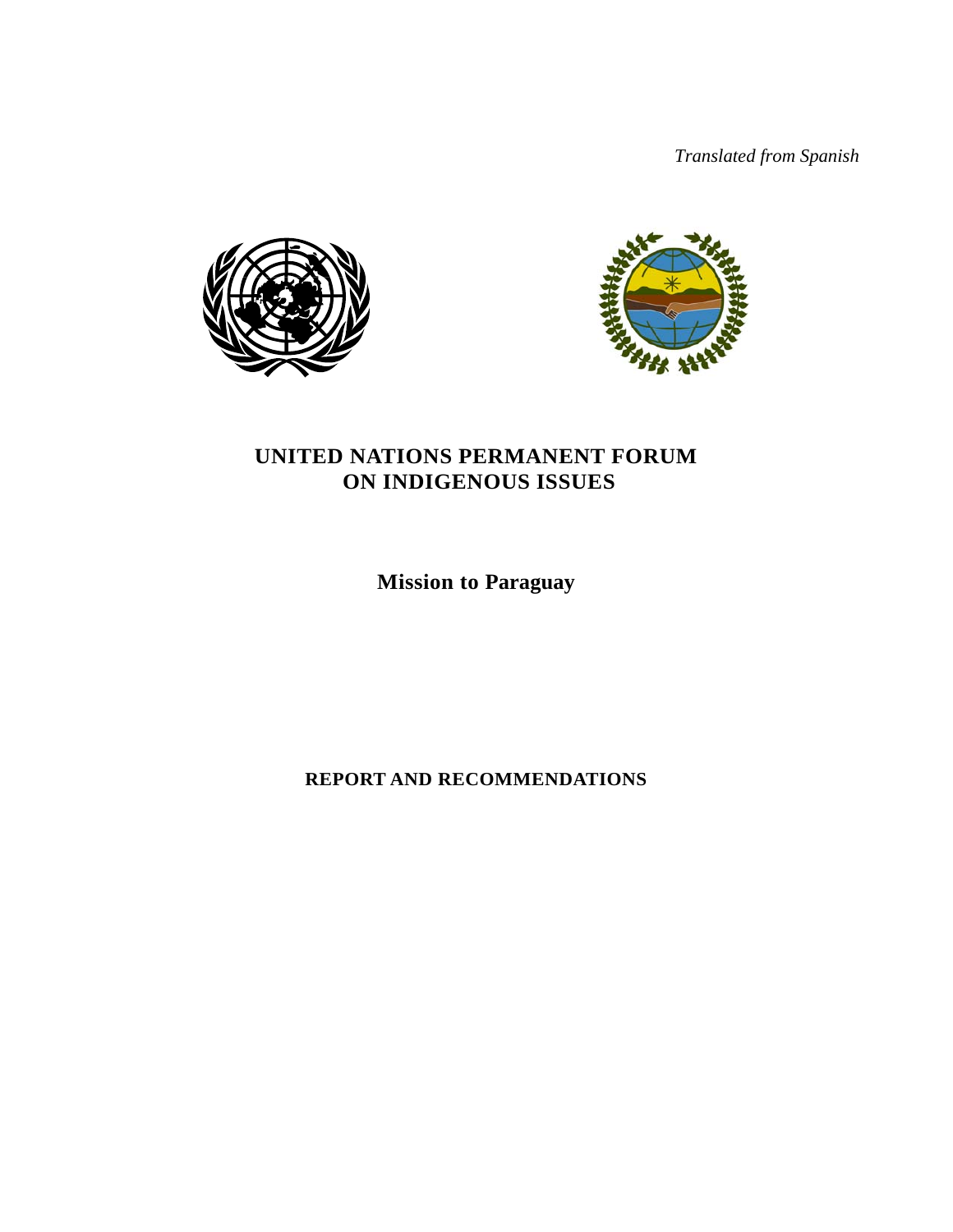*Translated from Spanish*

# UNITED NATIONS PERMANENT FORUM ON INDIGENOUS ISSUES

## Mission to Paraguay

### REPORT AND RECOMMENDATIONS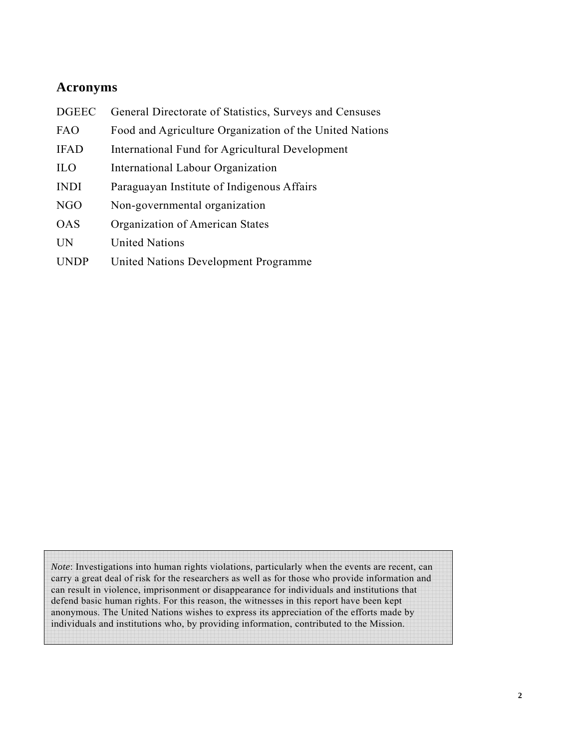## Acronyms

| | |
|---|---|
| DGEEC | General Directorate of Statistics, Surveys and Censuses |
| FAO | Food and Agriculture Organization of the United Nations |
| IFAD | International Fund for Agricultural Development |
| ILO | International Labour Organization |
| INDI | Paraguayan Institute of Indigenous Affairs |
| NGO | Non-governmental organization |
| OAS | Organization of American States |
| UN | United Nations |
| UNDP | United Nations Development Programme |

*Note*: Investigations into human rights violations, particularly when the events are recent, can carry a great deal of risk for the researchers as well as for those who provide information and can result in violence, imprisonment or disappearance for individuals and institutions that defend basic human rights. For this reason, the witnesses in this report have been kept anonymous. The United Nations wishes to express its appreciation of the efforts made by individuals and institutions who, by providing information, contributed to the Mission.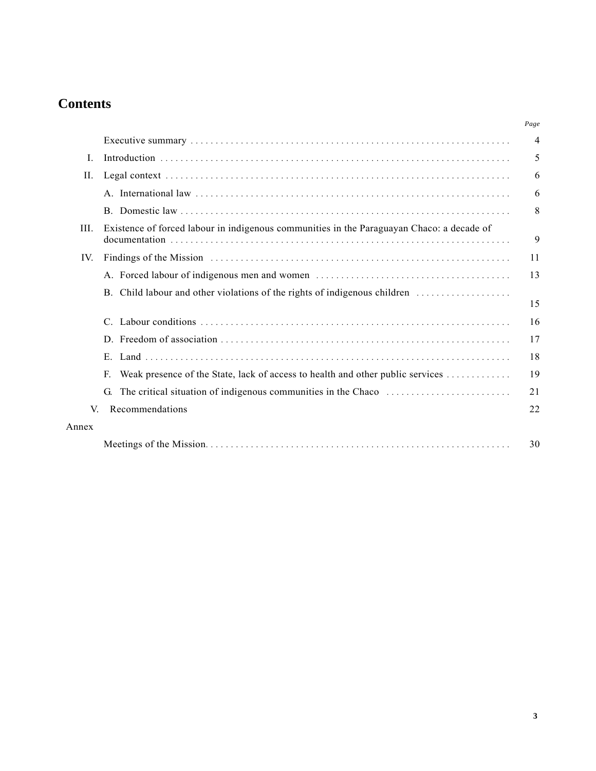## Contents

| | | Page |
|---|---|---|
| | Executive summary | 4 |
| I. | Introduction | 5 |
| II. | Legal context | 6 |
| | A. International law | 6 |
| | B. Domestic law | 8 |
| III. | Existence of forced labour in indigenous communities in the Paraguayan Chaco: a decade of documentation | 9 |
| IV. | Findings of the Mission | 11 |
| | A. Forced labour of indigenous men and women | 13 |
| | B. Child labour and other violations of the rights of indigenous children | 15 |
| | C. Labour conditions | 16 |
| | D. Freedom of association | 17 |
| | E. Land | 18 |
| | F. Weak presence of the State, lack of access to health and other public services | 19 |
| | G. The critical situation of indigenous communities in the Chaco | 21 |
| V. | Recommendations | 22 |
| Annex | | |
| | Meetings of the Mission | 30 |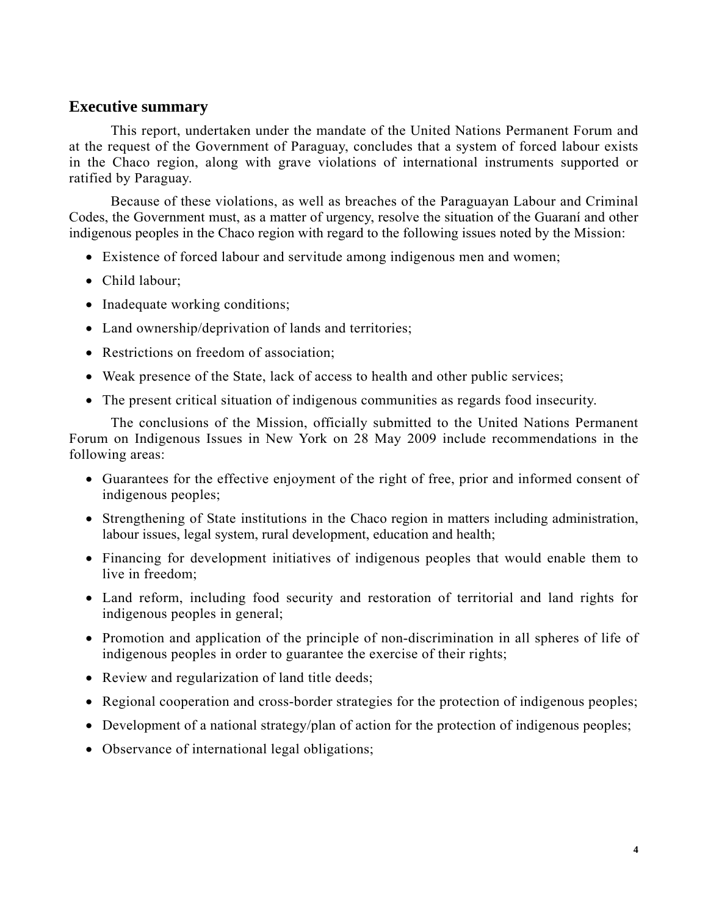## Executive summary

This report, undertaken under the mandate of the United Nations Permanent Forum and at the request of the Government of Paraguay, concludes that a system of forced labour exists in the Chaco region, along with grave violations of international instruments supported or ratified by Paraguay.

Because of these violations, as well as breaches of the Paraguayan Labour and Criminal Codes, the Government must, as a matter of urgency, resolve the situation of the Guaraní and other indigenous peoples in the Chaco region with regard to the following issues noted by the Mission:

- Existence of forced labour and servitude among indigenous men and women;
- Child labour;
- Inadequate working conditions;
- Land ownership/deprivation of lands and territories;
- Restrictions on freedom of association;
- Weak presence of the State, lack of access to health and other public services;
- The present critical situation of indigenous communities as regards food insecurity.

The conclusions of the Mission, officially submitted to the United Nations Permanent Forum on Indigenous Issues in New York on 28 May 2009 include recommendations in the following areas:

- Guarantees for the effective enjoyment of the right of free, prior and informed consent of indigenous peoples;
- Strengthening of State institutions in the Chaco region in matters including administration, labour issues, legal system, rural development, education and health;
- Financing for development initiatives of indigenous peoples that would enable them to live in freedom;
- Land reform, including food security and restoration of territorial and land rights for indigenous peoples in general;
- Promotion and application of the principle of non-discrimination in all spheres of life of indigenous peoples in order to guarantee the exercise of their rights;
- Review and regularization of land title deeds;
- Regional cooperation and cross-border strategies for the protection of indigenous peoples;
- Development of a national strategy/plan of action for the protection of indigenous peoples;
- Observance of international legal obligations;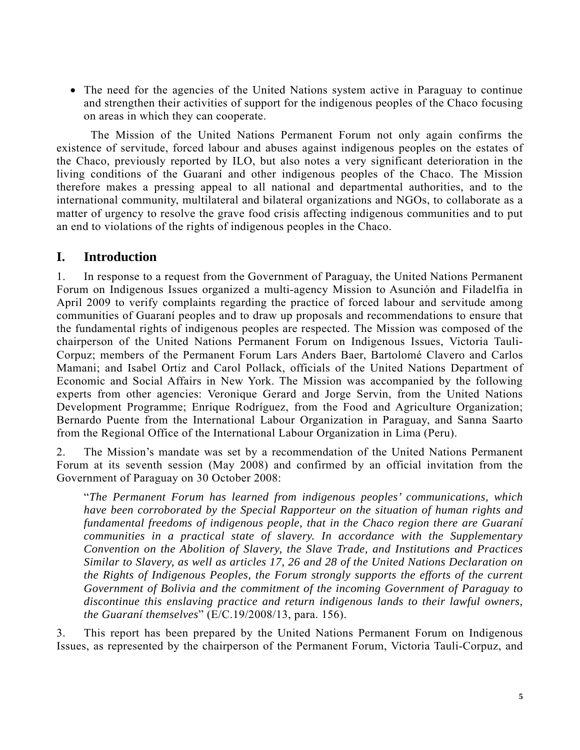- The need for the agencies of the United Nations system active in Paraguay to continue and strengthen their activities of support for the indigenous peoples of the Chaco focusing on areas in which they can cooperate.

The Mission of the United Nations Permanent Forum not only again confirms the existence of servitude, forced labour and abuses against indigenous peoples on the estates of the Chaco, previously reported by ILO, but also notes a very significant deterioration in the living conditions of the Guaraní and other indigenous peoples of the Chaco. The Mission therefore makes a pressing appeal to all national and departmental authorities, and to the international community, multilateral and bilateral organizations and NGOs, to collaborate as a matter of urgency to resolve the grave food crisis affecting indigenous communities and to put an end to violations of the rights of indigenous peoples in the Chaco.

## I. Introduction

1. In response to a request from the Government of Paraguay, the United Nations Permanent Forum on Indigenous Issues organized a multi-agency Mission to Asunción and Filadelfia in April 2009 to verify complaints regarding the practice of forced labour and servitude among communities of Guaraní peoples and to draw up proposals and recommendations to ensure that the fundamental rights of indigenous peoples are respected. The Mission was composed of the chairperson of the United Nations Permanent Forum on Indigenous Issues, Victoria Tauli-Corpuz; members of the Permanent Forum Lars Anders Baer, Bartolomé Clavero and Carlos Mamani; and Isabel Ortiz and Carol Pollack, officials of the United Nations Department of Economic and Social Affairs in New York. The Mission was accompanied by the following experts from other agencies: Veronique Gerard and Jorge Servin, from the United Nations Development Programme; Enrique Rodríguez, from the Food and Agriculture Organization; Bernardo Puente from the International Labour Organization in Paraguay, and Sanna Saarto from the Regional Office of the International Labour Organization in Lima (Peru).

2. The Mission's mandate was set by a recommendation of the United Nations Permanent Forum at its seventh session (May 2008) and confirmed by an official invitation from the Government of Paraguay on 30 October 2008:

> "*The Permanent Forum has learned from indigenous peoples' communications, which have been corroborated by the Special Rapporteur on the situation of human rights and fundamental freedoms of indigenous people, that in the Chaco region there are Guaraní communities in a practical state of slavery. In accordance with the Supplementary Convention on the Abolition of Slavery, the Slave Trade, and Institutions and Practices Similar to Slavery, as well as articles 17, 26 and 28 of the United Nations Declaration on the Rights of Indigenous Peoples, the Forum strongly supports the efforts of the current Government of Bolivia and the commitment of the incoming Government of Paraguay to discontinue this enslaving practice and return indigenous lands to their lawful owners, the Guaraní themselves*" (E/C.19/2008/13, para. 156).

3. This report has been prepared by the United Nations Permanent Forum on Indigenous Issues, as represented by the chairperson of the Permanent Forum, Victoria Tauli-Corpuz, and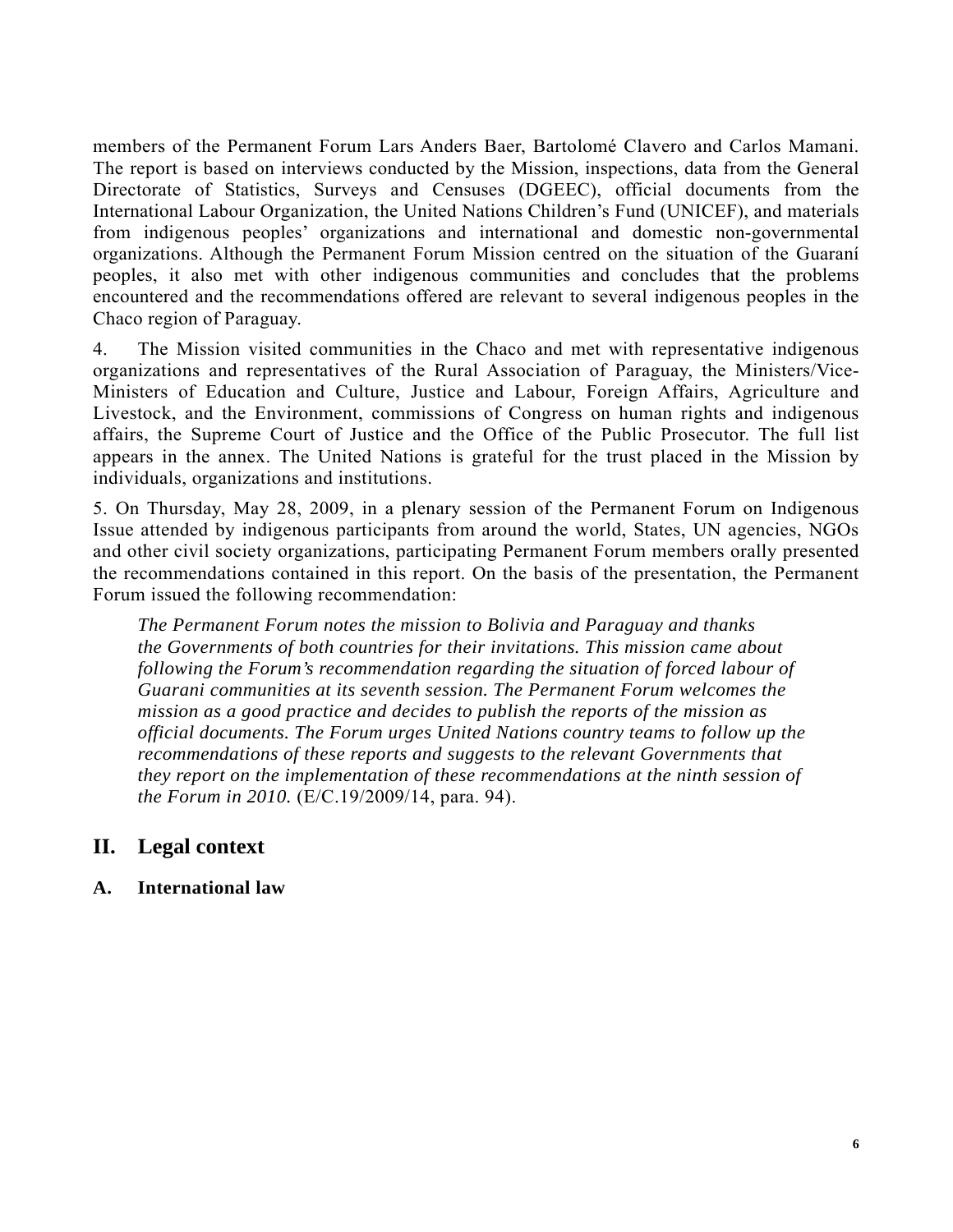members of the Permanent Forum Lars Anders Baer, Bartolomé Clavero and Carlos Mamani. The report is based on interviews conducted by the Mission, inspections, data from the General Directorate of Statistics, Surveys and Censuses (DGEEC), official documents from the International Labour Organization, the United Nations Children's Fund (UNICEF), and materials from indigenous peoples' organizations and international and domestic non-governmental organizations. Although the Permanent Forum Mission centred on the situation of the Guaraní peoples, it also met with other indigenous communities and concludes that the problems encountered and the recommendations offered are relevant to several indigenous peoples in the Chaco region of Paraguay.

4. The Mission visited communities in the Chaco and met with representative indigenous organizations and representatives of the Rural Association of Paraguay, the Ministers/Vice-Ministers of Education and Culture, Justice and Labour, Foreign Affairs, Agriculture and Livestock, and the Environment, commissions of Congress on human rights and indigenous affairs, the Supreme Court of Justice and the Office of the Public Prosecutor. The full list appears in the annex. The United Nations is grateful for the trust placed in the Mission by individuals, organizations and institutions.

5. On Thursday, May 28, 2009, in a plenary session of the Permanent Forum on Indigenous Issue attended by indigenous participants from around the world, States, UN agencies, NGOs and other civil society organizations, participating Permanent Forum members orally presented the recommendations contained in this report. On the basis of the presentation, the Permanent Forum issued the following recommendation:

> *The Permanent Forum notes the mission to Bolivia and Paraguay and thanks the Governments of both countries for their invitations. This mission came about following the Forum's recommendation regarding the situation of forced labour of Guarani communities at its seventh session. The Permanent Forum welcomes the mission as a good practice and decides to publish the reports of the mission as official documents. The Forum urges United Nations country teams to follow up the recommendations of these reports and suggests to the relevant Governments that they report on the implementation of these recommendations at the ninth session of the Forum in 2010.* (E/C.19/2009/14, para. 94).

## II. Legal context

### A. International law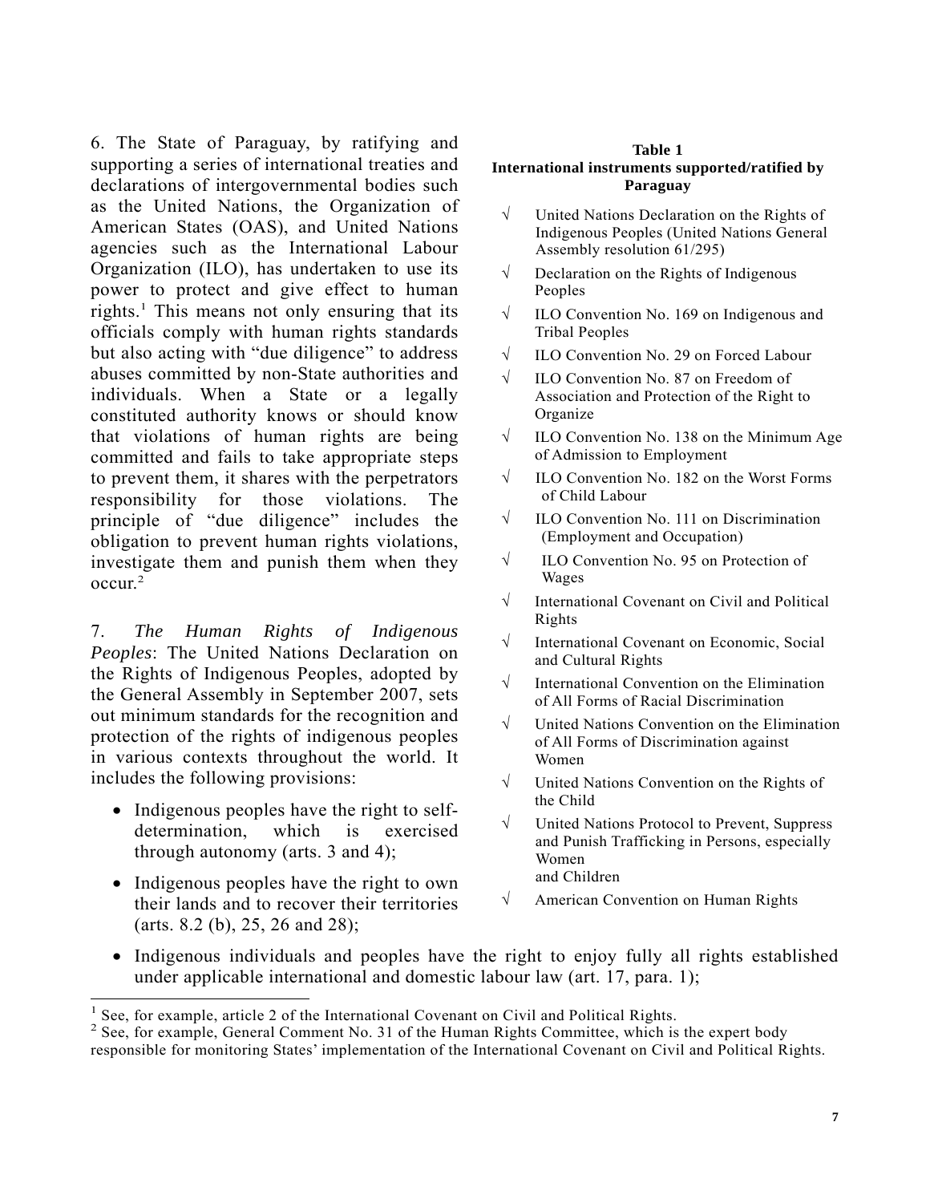6. The State of Paraguay, by ratifying and supporting a series of international treaties and declarations of intergovernmental bodies such as the United Nations, the Organization of American States (OAS), and United Nations agencies such as the International Labour Organization (ILO), has undertaken to use its power to protect and give effect to human rights.[1] This means not only ensuring that its officials comply with human rights standards but also acting with "due diligence" to address abuses committed by non-State authorities and individuals. When a State or a legally constituted authority knows or should know that violations of human rights are being committed and fails to take appropriate steps to prevent them, it shares with the perpetrators responsibility for those violations. The principle of "due diligence" includes the obligation to prevent human rights violations, investigate them and punish them when they occur.[2]

**Table 1**
**International instruments supported/ratified by Paraguay**

- √ United Nations Declaration on the Rights of Indigenous Peoples (United Nations General Assembly resolution 61/295)
- √ Declaration on the Rights of Indigenous Peoples
- √ ILO Convention No. 169 on Indigenous and Tribal Peoples
- √ ILO Convention No. 29 on Forced Labour
- √ ILO Convention No. 87 on Freedom of Association and Protection of the Right to Organize
- √ ILO Convention No. 138 on the Minimum Age of Admission to Employment
- √ ILO Convention No. 182 on the Worst Forms of Child Labour
- √ ILO Convention No. 111 on Discrimination (Employment and Occupation)
- √ ILO Convention No. 95 on Protection of Wages
- √ International Covenant on Civil and Political Rights
- √ International Covenant on Economic, Social and Cultural Rights
- √ International Convention on the Elimination of All Forms of Racial Discrimination
- √ United Nations Convention on the Elimination of All Forms of Discrimination against Women
- √ United Nations Convention on the Rights of the Child
- √ United Nations Protocol to Prevent, Suppress and Punish Trafficking in Persons, especially Women and Children
- √ American Convention on Human Rights

7. *The Human Rights of Indigenous Peoples*: The United Nations Declaration on the Rights of Indigenous Peoples, adopted by the General Assembly in September 2007, sets out minimum standards for the recognition and protection of the rights of indigenous peoples in various contexts throughout the world. It includes the following provisions:

- Indigenous peoples have the right to self-determination, which is exercised through autonomy (arts. 3 and 4);
- Indigenous peoples have the right to own their lands and to recover their territories (arts. 8.2 (b), 25, 26 and 28);
- Indigenous individuals and peoples have the right to enjoy fully all rights established under applicable international and domestic labour law (art. 17, para. 1);

---

[1] See, for example, article 2 of the International Covenant on Civil and Political Rights.

[2] See, for example, General Comment No. 31 of the Human Rights Committee, which is the expert body responsible for monitoring States' implementation of the International Covenant on Civil and Political Rights.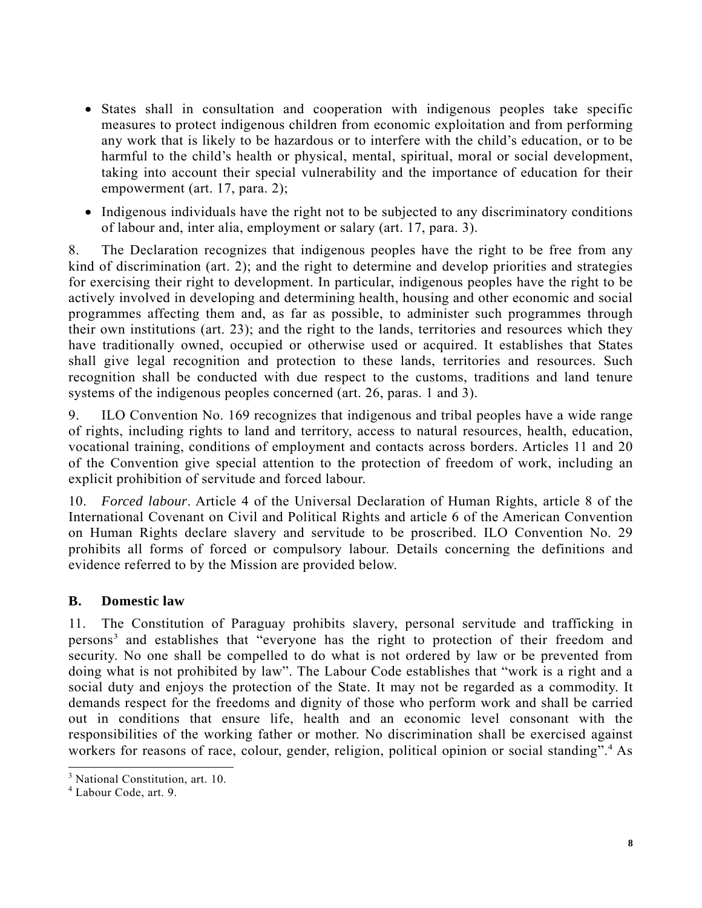- States shall in consultation and cooperation with indigenous peoples take specific measures to protect indigenous children from economic exploitation and from performing any work that is likely to be hazardous or to interfere with the child's education, or to be harmful to the child's health or physical, mental, spiritual, moral or social development, taking into account their special vulnerability and the importance of education for their empowerment (art. 17, para. 2);
- Indigenous individuals have the right not to be subjected to any discriminatory conditions of labour and, inter alia, employment or salary (art. 17, para. 3).

8. The Declaration recognizes that indigenous peoples have the right to be free from any kind of discrimination (art. 2); and the right to determine and develop priorities and strategies for exercising their right to development. In particular, indigenous peoples have the right to be actively involved in developing and determining health, housing and other economic and social programmes affecting them and, as far as possible, to administer such programmes through their own institutions (art. 23); and the right to the lands, territories and resources which they have traditionally owned, occupied or otherwise used or acquired. It establishes that States shall give legal recognition and protection to these lands, territories and resources. Such recognition shall be conducted with due respect to the customs, traditions and land tenure systems of the indigenous peoples concerned (art. 26, paras. 1 and 3).

9. ILO Convention No. 169 recognizes that indigenous and tribal peoples have a wide range of rights, including rights to land and territory, access to natural resources, health, education, vocational training, conditions of employment and contacts across borders. Articles 11 and 20 of the Convention give special attention to the protection of freedom of work, including an explicit prohibition of servitude and forced labour.

10. *Forced labour*. Article 4 of the Universal Declaration of Human Rights, article 8 of the International Covenant on Civil and Political Rights and article 6 of the American Convention on Human Rights declare slavery and servitude to be proscribed. ILO Convention No. 29 prohibits all forms of forced or compulsory labour. Details concerning the definitions and evidence referred to by the Mission are provided below.

## B. Domestic law

11. The Constitution of Paraguay prohibits slavery, personal servitude and trafficking in persons[3] and establishes that "everyone has the right to protection of their freedom and security. No one shall be compelled to do what is not ordered by law or be prevented from doing what is not prohibited by law". The Labour Code establishes that "work is a right and a social duty and enjoys the protection of the State. It may not be regarded as a commodity. It demands respect for the freedoms and dignity of those who perform work and shall be carried out in conditions that ensure life, health and an economic level consonant with the responsibilities of the working father or mother. No discrimination shall be exercised against workers for reasons of race, colour, gender, religion, political opinion or social standing".[4] As

---

[3] National Constitution, art. 10.

[4] Labour Code, art. 9.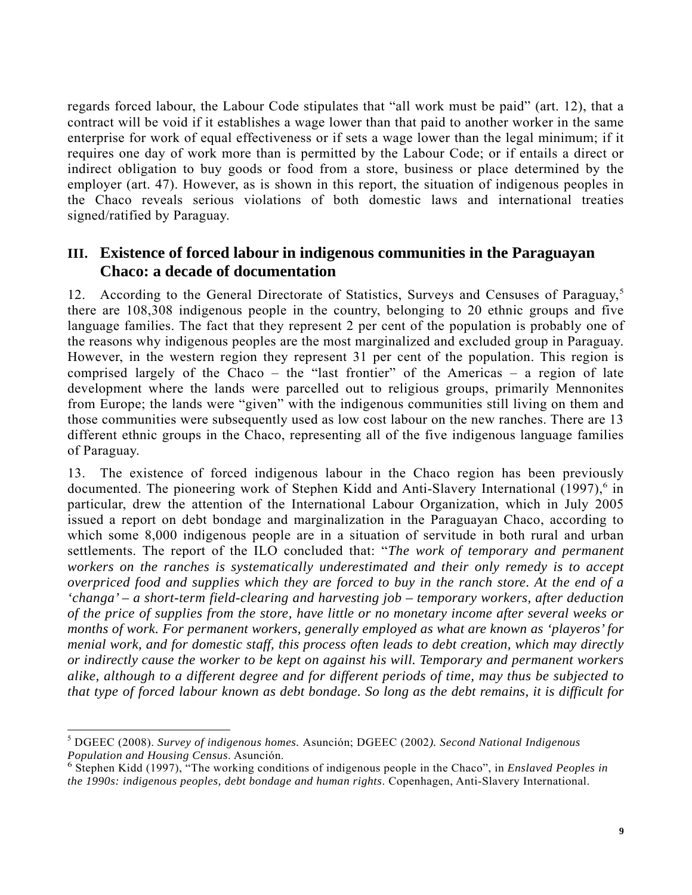regards forced labour, the Labour Code stipulates that "all work must be paid" (art. 12), that a contract will be void if it establishes a wage lower than that paid to another worker in the same enterprise for work of equal effectiveness or if sets a wage lower than the legal minimum; if it requires one day of work more than is permitted by the Labour Code; or if entails a direct or indirect obligation to buy goods or food from a store, business or place determined by the employer (art. 47). However, as is shown in this report, the situation of indigenous peoples in the Chaco reveals serious violations of both domestic laws and international treaties signed/ratified by Paraguay.

## III. Existence of forced labour in indigenous communities in the Paraguayan Chaco: a decade of documentation

12. According to the General Directorate of Statistics, Surveys and Censuses of Paraguay,[5] there are 108,308 indigenous people in the country, belonging to 20 ethnic groups and five language families. The fact that they represent 2 per cent of the population is probably one of the reasons why indigenous peoples are the most marginalized and excluded group in Paraguay. However, in the western region they represent 31 per cent of the population. This region is comprised largely of the Chaco – the "last frontier" of the Americas – a region of late development where the lands were parcelled out to religious groups, primarily Mennonites from Europe; the lands were "given" with the indigenous communities still living on them and those communities were subsequently used as low cost labour on the new ranches. There are 13 different ethnic groups in the Chaco, representing all of the five indigenous language families of Paraguay.

13. The existence of forced indigenous labour in the Chaco region has been previously documented. The pioneering work of Stephen Kidd and Anti-Slavery International (1997),[6] in particular, drew the attention of the International Labour Organization, which in July 2005 issued a report on debt bondage and marginalization in the Paraguayan Chaco, according to which some 8,000 indigenous people are in a situation of servitude in both rural and urban settlements. The report of the ILO concluded that: "*The work of temporary and permanent workers on the ranches is systematically underestimated and their only remedy is to accept overpriced food and supplies which they are forced to buy in the ranch store. At the end of a 'changa' – a short-term field-clearing and harvesting job – temporary workers, after deduction of the price of supplies from the store, have little or no monetary income after several weeks or months of work. For permanent workers, generally employed as what are known as 'playeros' for menial work, and for domestic staff, this process often leads to debt creation, which may directly or indirectly cause the worker to be kept on against his will. Temporary and permanent workers alike, although to a different degree and for different periods of time, may thus be subjected to that type of forced labour known as debt bondage. So long as the debt remains, it is difficult for*

---

[5] DGEEC (2008). *Survey of indigenous homes.* Asunción; DGEEC (2002*). Second National Indigenous Population and Housing Census*. Asunción.

[6] Stephen Kidd (1997), "The working conditions of indigenous people in the Chaco", in *Enslaved Peoples in the 1990s: indigenous peoples, debt bondage and human rights*. Copenhagen, Anti-Slavery International.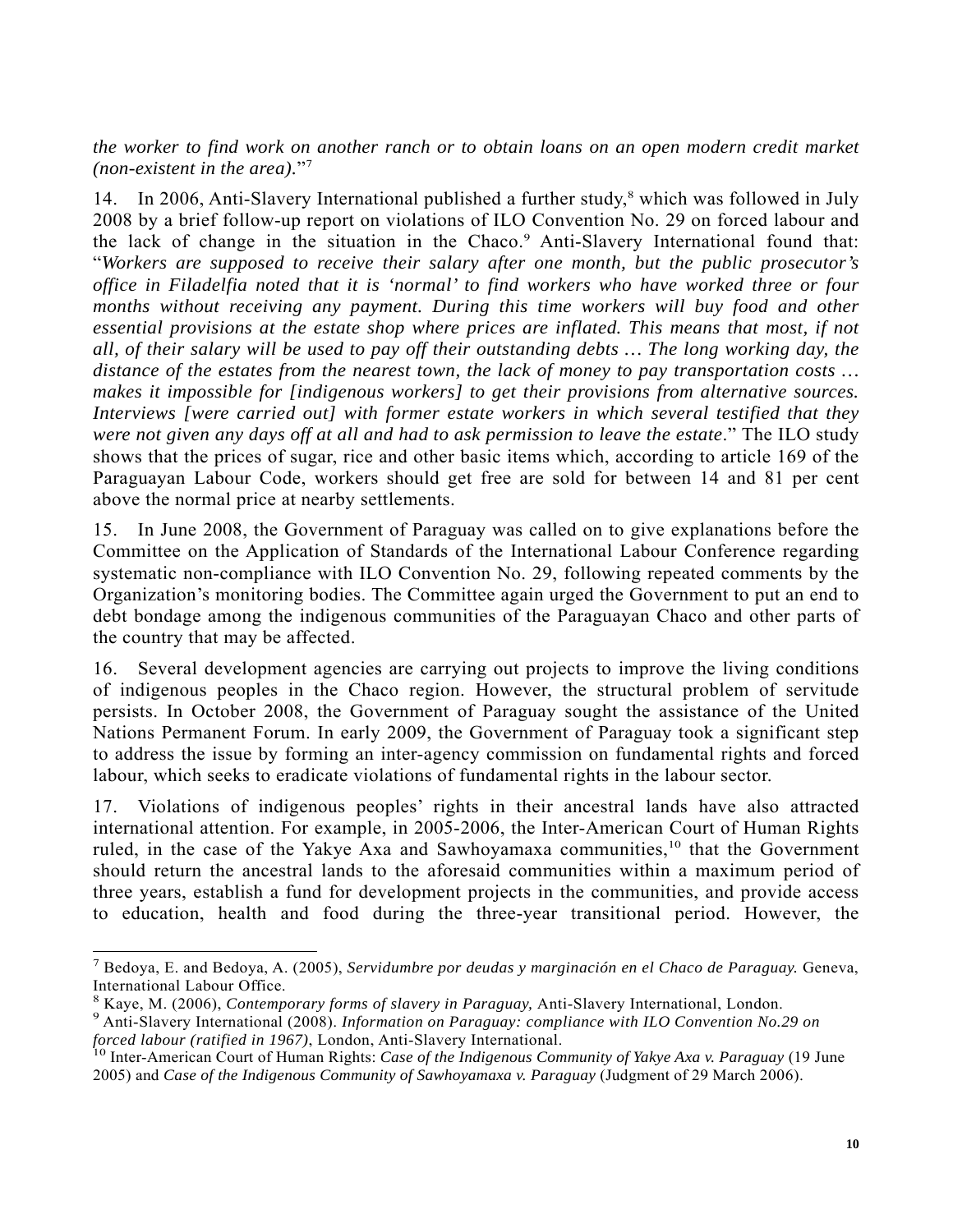*the worker to find work on another ranch or to obtain loans on an open modern credit market (non-existent in the area).*"[7]

14. In 2006, Anti-Slavery International published a further study,[8] which was followed in July 2008 by a brief follow-up report on violations of ILO Convention No. 29 on forced labour and the lack of change in the situation in the Chaco.[9] Anti-Slavery International found that: "*Workers are supposed to receive their salary after one month, but the public prosecutor's office in Filadelfia noted that it is 'normal' to find workers who have worked three or four months without receiving any payment. During this time workers will buy food and other essential provisions at the estate shop where prices are inflated. This means that most, if not all, of their salary will be used to pay off their outstanding debts … The long working day, the distance of the estates from the nearest town, the lack of money to pay transportation costs … makes it impossible for [indigenous workers] to get their provisions from alternative sources. Interviews [were carried out] with former estate workers in which several testified that they were not given any days off at all and had to ask permission to leave the estate*." The ILO study shows that the prices of sugar, rice and other basic items which, according to article 169 of the Paraguayan Labour Code, workers should get free are sold for between 14 and 81 per cent above the normal price at nearby settlements.

15. In June 2008, the Government of Paraguay was called on to give explanations before the Committee on the Application of Standards of the International Labour Conference regarding systematic non-compliance with ILO Convention No. 29, following repeated comments by the Organization's monitoring bodies. The Committee again urged the Government to put an end to debt bondage among the indigenous communities of the Paraguayan Chaco and other parts of the country that may be affected.

16. Several development agencies are carrying out projects to improve the living conditions of indigenous peoples in the Chaco region. However, the structural problem of servitude persists. In October 2008, the Government of Paraguay sought the assistance of the United Nations Permanent Forum. In early 2009, the Government of Paraguay took a significant step to address the issue by forming an inter-agency commission on fundamental rights and forced labour, which seeks to eradicate violations of fundamental rights in the labour sector.

17. Violations of indigenous peoples' rights in their ancestral lands have also attracted international attention. For example, in 2005-2006, the Inter-American Court of Human Rights ruled, in the case of the Yakye Axa and Sawhoyamaxa communities,[10] that the Government should return the ancestral lands to the aforesaid communities within a maximum period of three years, establish a fund for development projects in the communities, and provide access to education, health and food during the three-year transitional period. However, the

---

[7] Bedoya, E. and Bedoya, A. (2005), *Servidumbre por deudas y marginación en el Chaco de Paraguay.* Geneva, International Labour Office.

[8] Kaye, M. (2006), *Contemporary forms of slavery in Paraguay,* Anti-Slavery International, London.

[9] Anti-Slavery International (2008). *Information on Paraguay: compliance with ILO Convention No.29 on forced labour (ratified in 1967)*, London, Anti-Slavery International.

[10] Inter-American Court of Human Rights: *Case of the Indigenous Community of Yakye Axa v. Paraguay* (19 June 2005) and *Case of the Indigenous Community of Sawhoyamaxa v. Paraguay* (Judgment of 29 March 2006).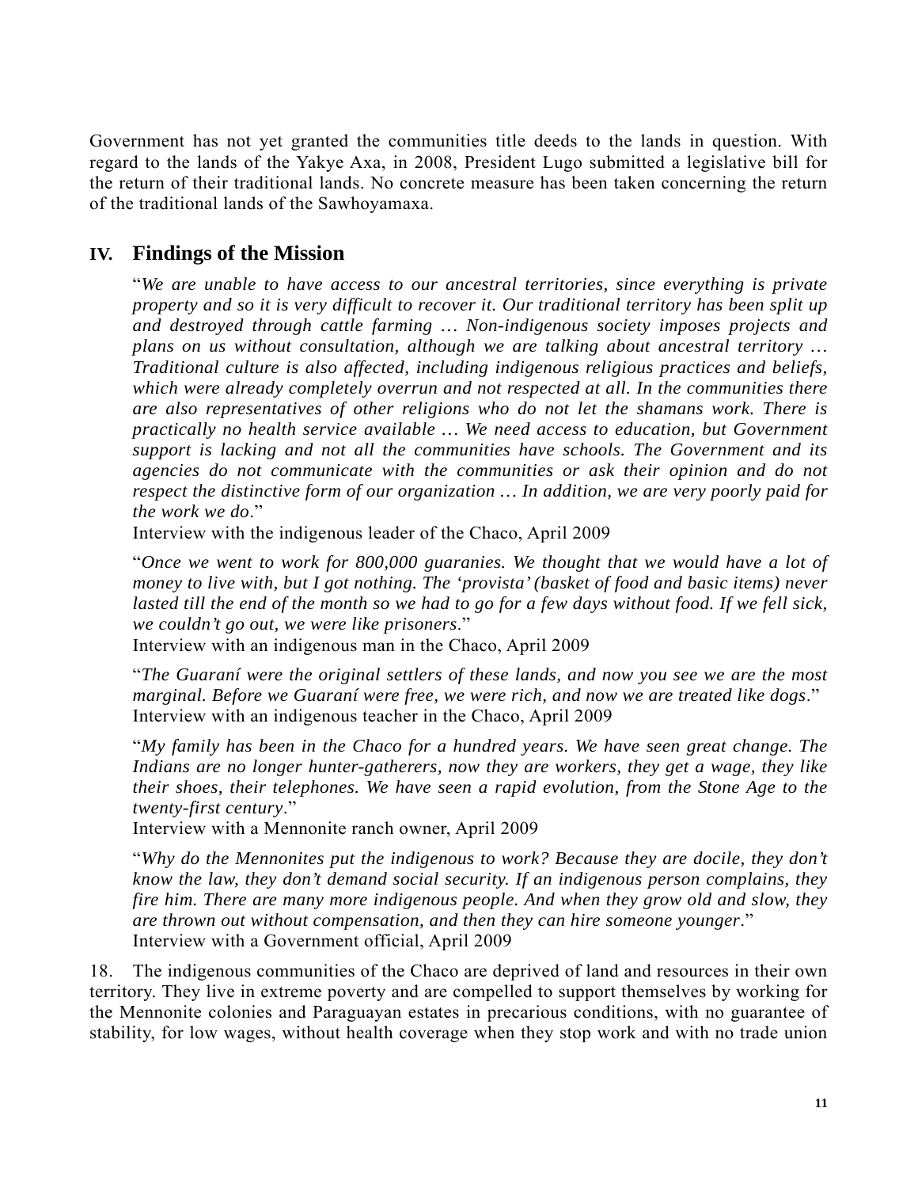Government has not yet granted the communities title deeds to the lands in question. With regard to the lands of the Yakye Axa, in 2008, President Lugo submitted a legislative bill for the return of their traditional lands. No concrete measure has been taken concerning the return of the traditional lands of the Sawhoyamaxa.

## IV. Findings of the Mission

> "*We are unable to have access to our ancestral territories, since everything is private property and so it is very difficult to recover it. Our traditional territory has been split up and destroyed through cattle farming … Non-indigenous society imposes projects and plans on us without consultation, although we are talking about ancestral territory … Traditional culture is also affected, including indigenous religious practices and beliefs, which were already completely overrun and not respected at all. In the communities there are also representatives of other religions who do not let the shamans work. There is practically no health service available … We need access to education, but Government support is lacking and not all the communities have schools. The Government and its agencies do not communicate with the communities or ask their opinion and do not respect the distinctive form of our organization … In addition, we are very poorly paid for the work we do*."
>
> Interview with the indigenous leader of the Chaco, April 2009

> "*Once we went to work for 800,000 guaranies. We thought that we would have a lot of money to live with, but I got nothing. The 'provista' (basket of food and basic items) never lasted till the end of the month so we had to go for a few days without food. If we fell sick, we couldn't go out, we were like prisoners*."
>
> Interview with an indigenous man in the Chaco, April 2009

> "*The Guaraní were the original settlers of these lands, and now you see we are the most marginal. Before we Guaraní were free, we were rich, and now we are treated like dogs*."
>
> Interview with an indigenous teacher in the Chaco, April 2009

> "*My family has been in the Chaco for a hundred years. We have seen great change. The Indians are no longer hunter-gatherers, now they are workers, they get a wage, they like their shoes, their telephones. We have seen a rapid evolution, from the Stone Age to the twenty-first century*."
>
> Interview with a Mennonite ranch owner, April 2009

> "*Why do the Mennonites put the indigenous to work? Because they are docile, they don't know the law, they don't demand social security. If an indigenous person complains, they fire him. There are many more indigenous people. And when they grow old and slow, they are thrown out without compensation, and then they can hire someone younger*."
>
> Interview with a Government official, April 2009

18. The indigenous communities of the Chaco are deprived of land and resources in their own territory. They live in extreme poverty and are compelled to support themselves by working for the Mennonite colonies and Paraguayan estates in precarious conditions, with no guarantee of stability, for low wages, without health coverage when they stop work and with no trade union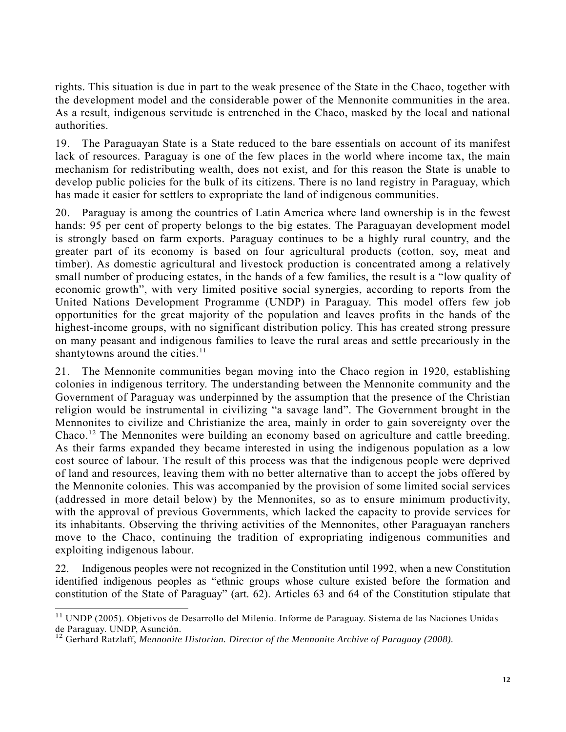rights. This situation is due in part to the weak presence of the State in the Chaco, together with the development model and the considerable power of the Mennonite communities in the area. As a result, indigenous servitude is entrenched in the Chaco, masked by the local and national authorities.

19. The Paraguayan State is a State reduced to the bare essentials on account of its manifest lack of resources. Paraguay is one of the few places in the world where income tax, the main mechanism for redistributing wealth, does not exist, and for this reason the State is unable to develop public policies for the bulk of its citizens. There is no land registry in Paraguay, which has made it easier for settlers to expropriate the land of indigenous communities.

20. Paraguay is among the countries of Latin America where land ownership is in the fewest hands: 95 per cent of property belongs to the big estates. The Paraguayan development model is strongly based on farm exports. Paraguay continues to be a highly rural country, and the greater part of its economy is based on four agricultural products (cotton, soy, meat and timber). As domestic agricultural and livestock production is concentrated among a relatively small number of producing estates, in the hands of a few families, the result is a "low quality of economic growth", with very limited positive social synergies, according to reports from the United Nations Development Programme (UNDP) in Paraguay. This model offers few job opportunities for the great majority of the population and leaves profits in the hands of the highest-income groups, with no significant distribution policy. This has created strong pressure on many peasant and indigenous families to leave the rural areas and settle precariously in the shantytowns around the cities.[11]

21. The Mennonite communities began moving into the Chaco region in 1920, establishing colonies in indigenous territory. The understanding between the Mennonite community and the Government of Paraguay was underpinned by the assumption that the presence of the Christian religion would be instrumental in civilizing "a savage land". The Government brought in the Mennonites to civilize and Christianize the area, mainly in order to gain sovereignty over the Chaco.[12] The Mennonites were building an economy based on agriculture and cattle breeding. As their farms expanded they became interested in using the indigenous population as a low cost source of labour. The result of this process was that the indigenous people were deprived of land and resources, leaving them with no better alternative than to accept the jobs offered by the Mennonite colonies. This was accompanied by the provision of some limited social services (addressed in more detail below) by the Mennonites, so as to ensure minimum productivity, with the approval of previous Governments, which lacked the capacity to provide services for its inhabitants. Observing the thriving activities of the Mennonites, other Paraguayan ranchers move to the Chaco, continuing the tradition of expropriating indigenous communities and exploiting indigenous labour.

22. Indigenous peoples were not recognized in the Constitution until 1992, when a new Constitution identified indigenous peoples as "ethnic groups whose culture existed before the formation and constitution of the State of Paraguay" (art. 62). Articles 63 and 64 of the Constitution stipulate that

---

[11] UNDP (2005). Objetivos de Desarrollo del Milenio. Informe de Paraguay. Sistema de las Naciones Unidas de Paraguay. UNDP, Asunción.

[12] Gerhard Ratzlaff, *Mennonite Historian. Director of the Mennonite Archive of Paraguay (2008).*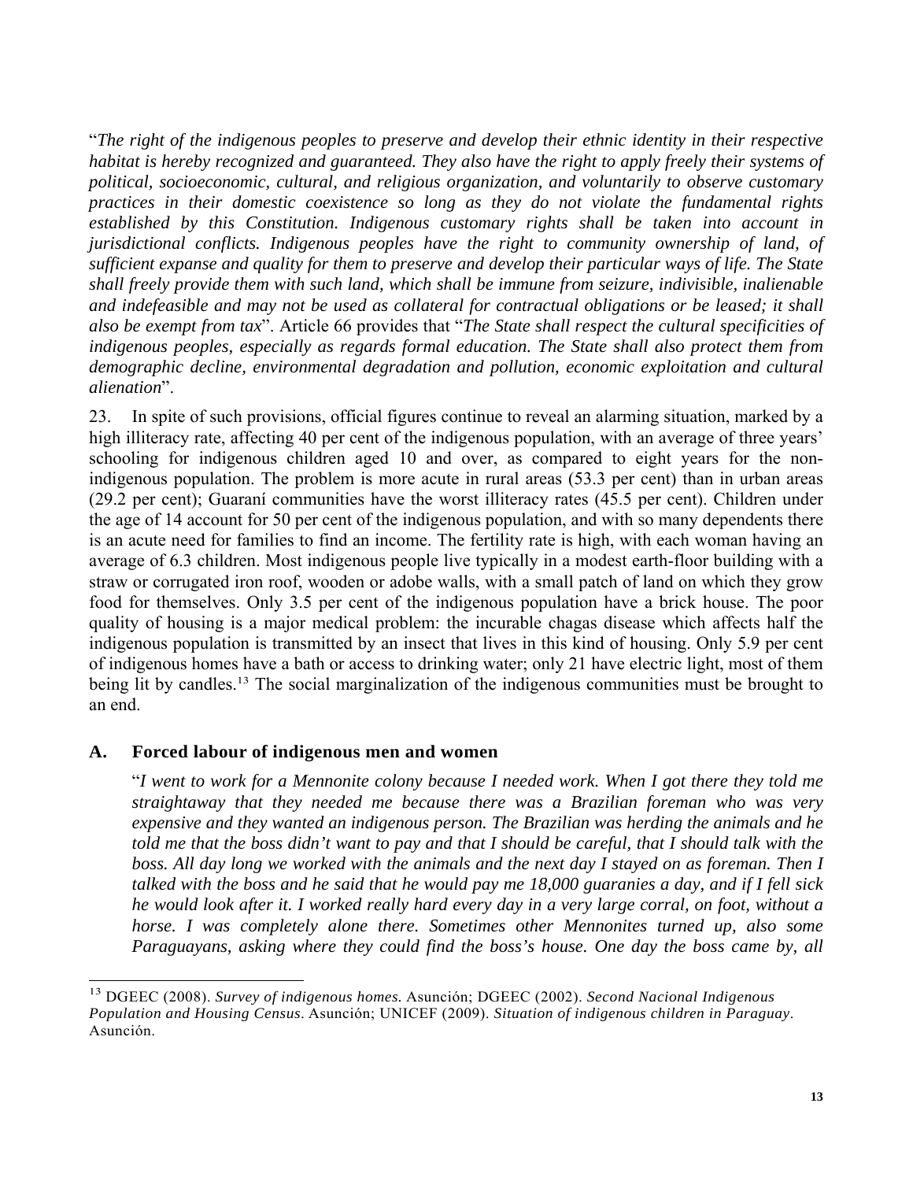"*The right of the indigenous peoples to preserve and develop their ethnic identity in their respective habitat is hereby recognized and guaranteed. They also have the right to apply freely their systems of political, socioeconomic, cultural, and religious organization, and voluntarily to observe customary practices in their domestic coexistence so long as they do not violate the fundamental rights established by this Constitution. Indigenous customary rights shall be taken into account in jurisdictional conflicts. Indigenous peoples have the right to community ownership of land, of sufficient expanse and quality for them to preserve and develop their particular ways of life. The State shall freely provide them with such land, which shall be immune from seizure, indivisible, inalienable and indefeasible and may not be used as collateral for contractual obligations or be leased; it shall also be exempt from tax*". Article 66 provides that "*The State shall respect the cultural specificities of indigenous peoples, especially as regards formal education. The State shall also protect them from demographic decline, environmental degradation and pollution, economic exploitation and cultural alienation*".

23. In spite of such provisions, official figures continue to reveal an alarming situation, marked by a high illiteracy rate, affecting 40 per cent of the indigenous population, with an average of three years' schooling for indigenous children aged 10 and over, as compared to eight years for the non-indigenous population. The problem is more acute in rural areas (53.3 per cent) than in urban areas (29.2 per cent); Guaraní communities have the worst illiteracy rates (45.5 per cent). Children under the age of 14 account for 50 per cent of the indigenous population, and with so many dependents there is an acute need for families to find an income. The fertility rate is high, with each woman having an average of 6.3 children. Most indigenous people live typically in a modest earth-floor building with a straw or corrugated iron roof, wooden or adobe walls, with a small patch of land on which they grow food for themselves. Only 3.5 per cent of the indigenous population have a brick house. The poor quality of housing is a major medical problem: the incurable chagas disease which affects half the indigenous population is transmitted by an insect that lives in this kind of housing. Only 5.9 per cent of indigenous homes have a bath or access to drinking water; only 21 have electric light, most of them being lit by candles.[13] The social marginalization of the indigenous communities must be brought to an end.

## A. Forced labour of indigenous men and women

"*I went to work for a Mennonite colony because I needed work. When I got there they told me straightaway that they needed me because there was a Brazilian foreman who was very expensive and they wanted an indigenous person. The Brazilian was herding the animals and he told me that the boss didn't want to pay and that I should be careful, that I should talk with the boss. All day long we worked with the animals and the next day I stayed on as foreman. Then I talked with the boss and he said that he would pay me 18,000 guaranies a day, and if I fell sick he would look after it. I worked really hard every day in a very large corral, on foot, without a horse. I was completely alone there. Sometimes other Mennonites turned up, also some Paraguayans, asking where they could find the boss's house. One day the boss came by, all*

[13] DGEEC (2008). *Survey of indigenous homes.* Asunción; DGEEC (2002). *Second Nacional Indigenous Population and Housing Census*. Asunción; UNICEF (2009). *Situation of indigenous children in Paraguay*. Asunción.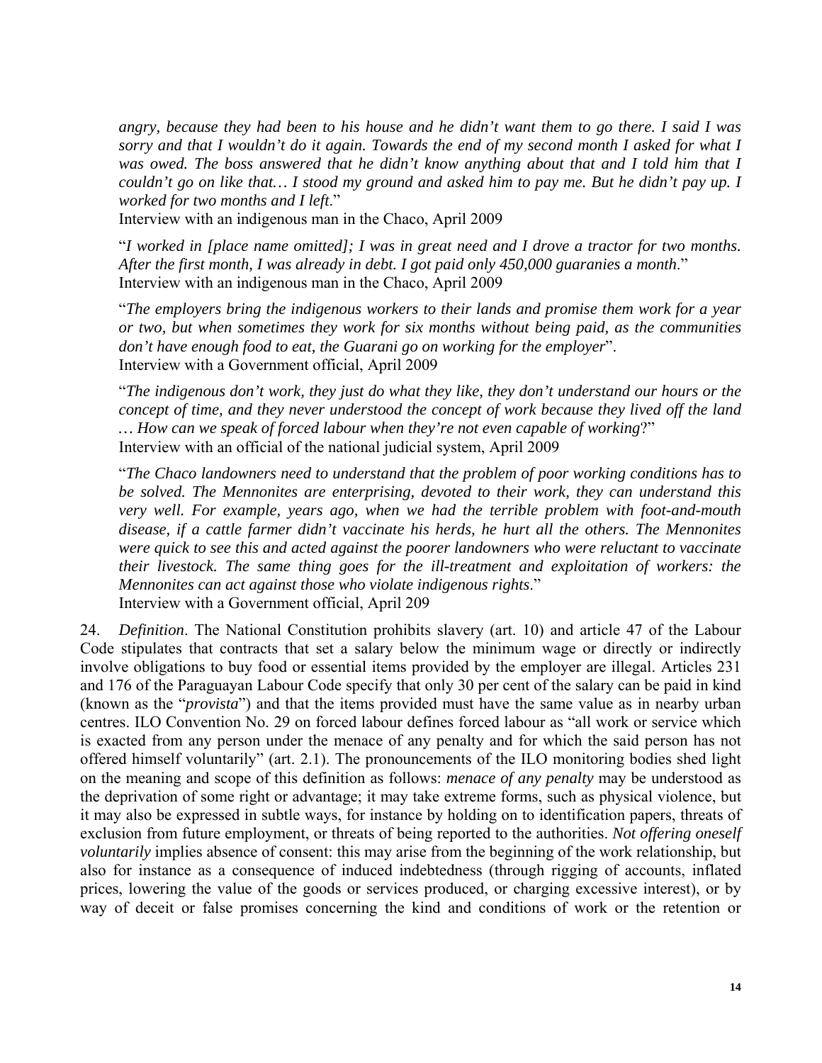"*angry, because they had been to his house and he didn't want them to go there. I said I was sorry and that I wouldn't do it again. Towards the end of my second month I asked for what I was owed. The boss answered that he didn't know anything about that and I told him that I couldn't go on like that… I stood my ground and asked him to pay me. But he didn't pay up. I worked for two months and I left.*"
Interview with an indigenous man in the Chaco, April 2009

"*I worked in [place name omitted]; I was in great need and I drove a tractor for two months. After the first month, I was already in debt. I got paid only 450,000 guaranies a month.*"
Interview with an indigenous man in the Chaco, April 2009

"*The employers bring the indigenous workers to their lands and promise them work for a year or two, but when sometimes they work for six months without being paid, as the communities don't have enough food to eat, the Guarani go on working for the employer*".
Interview with a Government official, April 2009

"*The indigenous don't work, they just do what they like, they don't understand our hours or the concept of time, and they never understood the concept of work because they lived off the land … How can we speak of forced labour when they're not even capable of working*?"
Interview with an official of the national judicial system, April 2009

"*The Chaco landowners need to understand that the problem of poor working conditions has to be solved. The Mennonites are enterprising, devoted to their work, they can understand this very well. For example, years ago, when we had the terrible problem with foot-and-mouth disease, if a cattle farmer didn't vaccinate his herds, he hurt all the others. The Mennonites were quick to see this and acted against the poorer landowners who were reluctant to vaccinate their livestock. The same thing goes for the ill-treatment and exploitation of workers: the Mennonites can act against those who violate indigenous rights*."
Interview with a Government official, April 209

24. *Definition*. The National Constitution prohibits slavery (art. 10) and article 47 of the Labour Code stipulates that contracts that set a salary below the minimum wage or directly or indirectly involve obligations to buy food or essential items provided by the employer are illegal. Articles 231 and 176 of the Paraguayan Labour Code specify that only 30 per cent of the salary can be paid in kind (known as the "*provista*") and that the items provided must have the same value as in nearby urban centres. ILO Convention No. 29 on forced labour defines forced labour as "all work or service which is exacted from any person under the menace of any penalty and for which the said person has not offered himself voluntarily" (art. 2.1). The pronouncements of the ILO monitoring bodies shed light on the meaning and scope of this definition as follows: *menace of any penalty* may be understood as the deprivation of some right or advantage; it may take extreme forms, such as physical violence, but it may also be expressed in subtle ways, for instance by holding on to identification papers, threats of exclusion from future employment, or threats of being reported to the authorities. *Not offering oneself voluntarily* implies absence of consent: this may arise from the beginning of the work relationship, but also for instance as a consequence of induced indebtedness (through rigging of accounts, inflated prices, lowering the value of the goods or services produced, or charging excessive interest), or by way of deceit or false promises concerning the kind and conditions of work or the retention or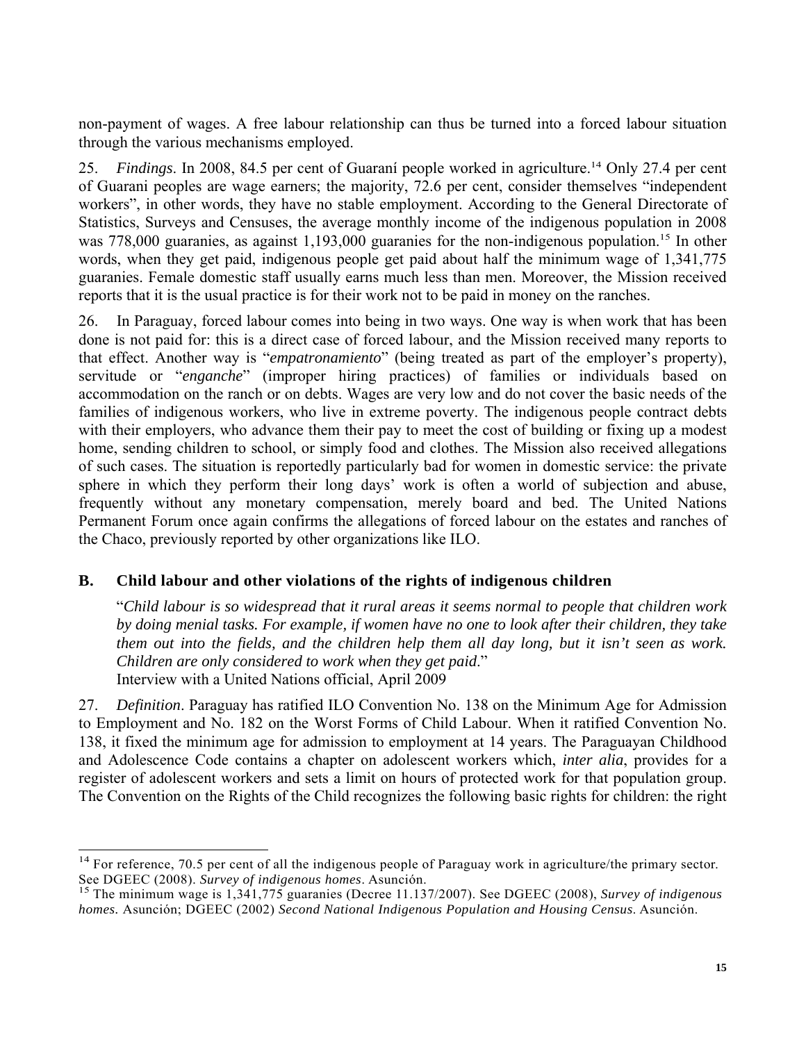non-payment of wages. A free labour relationship can thus be turned into a forced labour situation through the various mechanisms employed.

25. *Findings*. In 2008, 84.5 per cent of Guaraní people worked in agriculture.[14] Only 27.4 per cent of Guarani peoples are wage earners; the majority, 72.6 per cent, consider themselves "independent workers", in other words, they have no stable employment. According to the General Directorate of Statistics, Surveys and Censuses, the average monthly income of the indigenous population in 2008 was 778,000 guaranies, as against 1,193,000 guaranies for the non-indigenous population.[15] In other words, when they get paid, indigenous people get paid about half the minimum wage of 1,341,775 guaranies. Female domestic staff usually earns much less than men. Moreover, the Mission received reports that it is the usual practice is for their work not to be paid in money on the ranches.

26. In Paraguay, forced labour comes into being in two ways. One way is when work that has been done is not paid for: this is a direct case of forced labour, and the Mission received many reports to that effect. Another way is "*empatronamiento*" (being treated as part of the employer's property), servitude or "*enganche*" (improper hiring practices) of families or individuals based on accommodation on the ranch or on debts. Wages are very low and do not cover the basic needs of the families of indigenous workers, who live in extreme poverty. The indigenous people contract debts with their employers, who advance them their pay to meet the cost of building or fixing up a modest home, sending children to school, or simply food and clothes. The Mission also received allegations of such cases. The situation is reportedly particularly bad for women in domestic service: the private sphere in which they perform their long days' work is often a world of subjection and abuse, frequently without any monetary compensation, merely board and bed. The United Nations Permanent Forum once again confirms the allegations of forced labour on the estates and ranches of the Chaco, previously reported by other organizations like ILO.

## B. Child labour and other violations of the rights of indigenous children

> "*Child labour is so widespread that it rural areas it seems normal to people that children work by doing menial tasks. For example, if women have no one to look after their children, they take them out into the fields, and the children help them all day long, but it isn't seen as work. Children are only considered to work when they get paid*."
> Interview with a United Nations official, April 2009

27. *Definition*. Paraguay has ratified ILO Convention No. 138 on the Minimum Age for Admission to Employment and No. 182 on the Worst Forms of Child Labour. When it ratified Convention No. 138, it fixed the minimum age for admission to employment at 14 years. The Paraguayan Childhood and Adolescence Code contains a chapter on adolescent workers which, *inter alia*, provides for a register of adolescent workers and sets a limit on hours of protected work for that population group. The Convention on the Rights of the Child recognizes the following basic rights for children: the right

---

[14] For reference, 70.5 per cent of all the indigenous people of Paraguay work in agriculture/the primary sector. See DGEEC (2008). *Survey of indigenous homes*. Asunción.

[15] The minimum wage is 1,341,775 guaranies (Decree 11.137/2007). See DGEEC (2008), *Survey of indigenous homes*. Asunción; DGEEC (2002) *Second National Indigenous Population and Housing Census*. Asunción.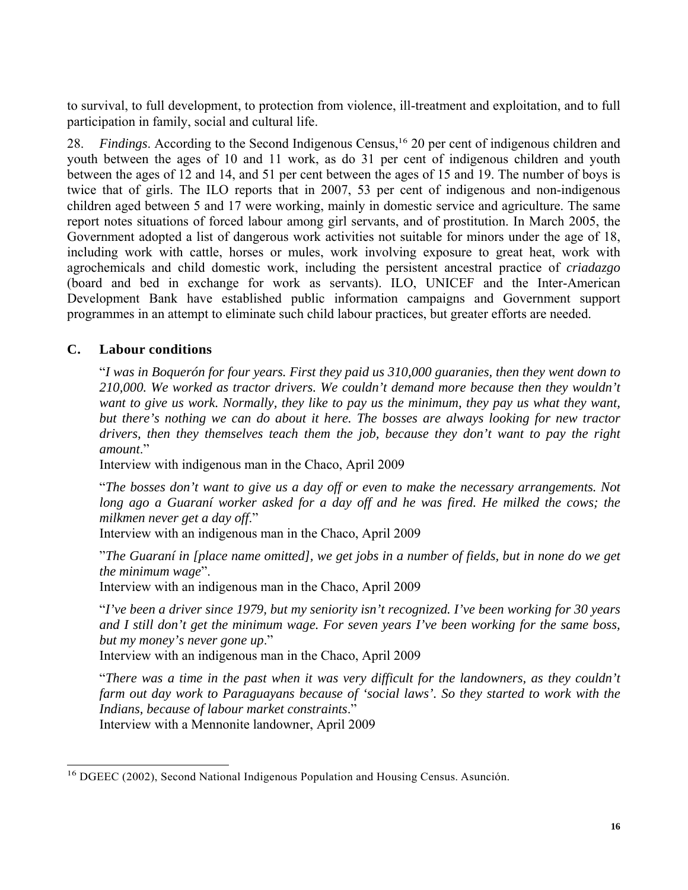to survival, to full development, to protection from violence, ill-treatment and exploitation, and to full participation in family, social and cultural life.

28. *Findings*. According to the Second Indigenous Census,[16] 20 per cent of indigenous children and youth between the ages of 10 and 11 work, as do 31 per cent of indigenous children and youth between the ages of 12 and 14, and 51 per cent between the ages of 15 and 19. The number of boys is twice that of girls. The ILO reports that in 2007, 53 per cent of indigenous and non-indigenous children aged between 5 and 17 were working, mainly in domestic service and agriculture. The same report notes situations of forced labour among girl servants, and of prostitution. In March 2005, the Government adopted a list of dangerous work activities not suitable for minors under the age of 18, including work with cattle, horses or mules, work involving exposure to great heat, work with agrochemicals and child domestic work, including the persistent ancestral practice of *criadazgo* (board and bed in exchange for work as servants). ILO, UNICEF and the Inter-American Development Bank have established public information campaigns and Government support programmes in an attempt to eliminate such child labour practices, but greater efforts are needed.

## C. Labour conditions

"*I was in Boquerón for four years. First they paid us 310,000 guaranies, then they went down to 210,000. We worked as tractor drivers. We couldn't demand more because then they wouldn't want to give us work. Normally, they like to pay us the minimum, they pay us what they want, but there's nothing we can do about it here. The bosses are always looking for new tractor drivers, then they themselves teach them the job, because they don't want to pay the right amount*."
Interview with indigenous man in the Chaco, April 2009

"*The bosses don't want to give us a day off or even to make the necessary arrangements. Not long ago a Guaraní worker asked for a day off and he was fired. He milked the cows; the milkmen never get a day off*."
Interview with an indigenous man in the Chaco, April 2009

"*The Guaraní in [place name omitted], we get jobs in a number of fields, but in none do we get the minimum wage*".
Interview with an indigenous man in the Chaco, April 2009

"*I've been a driver since 1979, but my seniority isn't recognized. I've been working for 30 years and I still don't get the minimum wage. For seven years I've been working for the same boss, but my money's never gone up*."
Interview with an indigenous man in the Chaco, April 2009

"*There was a time in the past when it was very difficult for the landowners, as they couldn't farm out day work to Paraguayans because of 'social laws'. So they started to work with the Indians, because of labour market constraints*."
Interview with a Mennonite landowner, April 2009

---

[16] DGEEC (2002), Second National Indigenous Population and Housing Census. Asunción.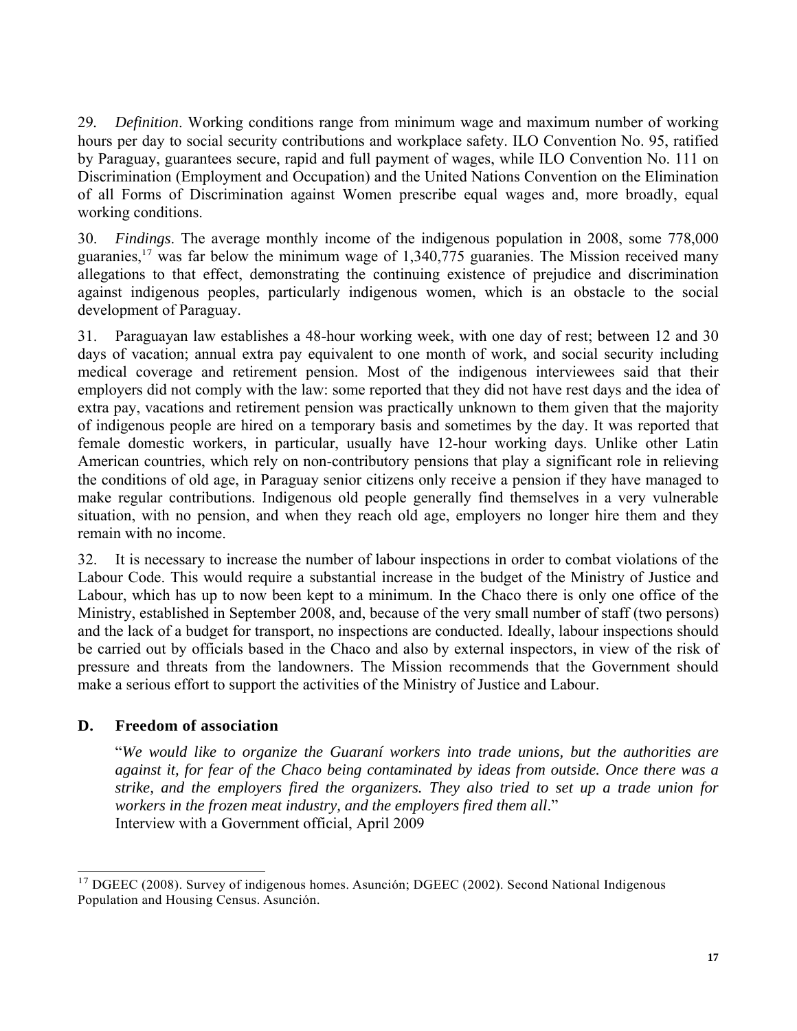29. *Definition*. Working conditions range from minimum wage and maximum number of working hours per day to social security contributions and workplace safety. ILO Convention No. 95, ratified by Paraguay, guarantees secure, rapid and full payment of wages, while ILO Convention No. 111 on Discrimination (Employment and Occupation) and the United Nations Convention on the Elimination of all Forms of Discrimination against Women prescribe equal wages and, more broadly, equal working conditions.

30. *Findings*. The average monthly income of the indigenous population in 2008, some 778,000 guaranies,[17] was far below the minimum wage of 1,340,775 guaranies. The Mission received many allegations to that effect, demonstrating the continuing existence of prejudice and discrimination against indigenous peoples, particularly indigenous women, which is an obstacle to the social development of Paraguay.

31. Paraguayan law establishes a 48-hour working week, with one day of rest; between 12 and 30 days of vacation; annual extra pay equivalent to one month of work, and social security including medical coverage and retirement pension. Most of the indigenous interviewees said that their employers did not comply with the law: some reported that they did not have rest days and the idea of extra pay, vacations and retirement pension was practically unknown to them given that the majority of indigenous people are hired on a temporary basis and sometimes by the day. It was reported that female domestic workers, in particular, usually have 12-hour working days. Unlike other Latin American countries, which rely on non-contributory pensions that play a significant role in relieving the conditions of old age, in Paraguay senior citizens only receive a pension if they have managed to make regular contributions. Indigenous old people generally find themselves in a very vulnerable situation, with no pension, and when they reach old age, employers no longer hire them and they remain with no income.

32. It is necessary to increase the number of labour inspections in order to combat violations of the Labour Code. This would require a substantial increase in the budget of the Ministry of Justice and Labour, which has up to now been kept to a minimum. In the Chaco there is only one office of the Ministry, established in September 2008, and, because of the very small number of staff (two persons) and the lack of a budget for transport, no inspections are conducted. Ideally, labour inspections should be carried out by officials based in the Chaco and also by external inspectors, in view of the risk of pressure and threats from the landowners. The Mission recommends that the Government should make a serious effort to support the activities of the Ministry of Justice and Labour.

## D. Freedom of association

> "*We would like to organize the Guaraní workers into trade unions, but the authorities are against it, for fear of the Chaco being contaminated by ideas from outside. Once there was a strike, and the employers fired the organizers. They also tried to set up a trade union for workers in the frozen meat industry, and the employers fired them all*."
> Interview with a Government official, April 2009

---

[17] DGEEC (2008). Survey of indigenous homes. Asunción; DGEEC (2002). Second National Indigenous Population and Housing Census. Asunción.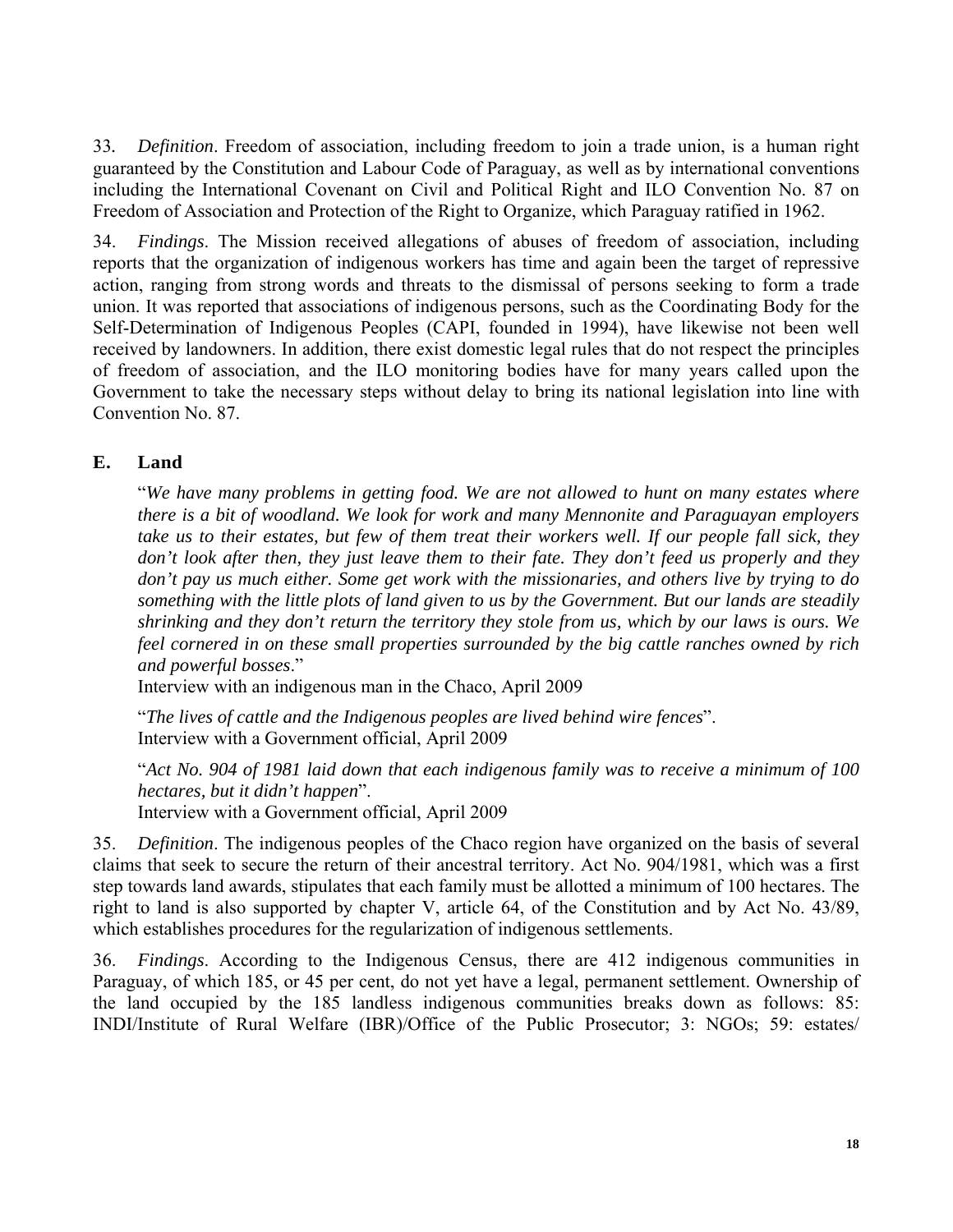33. *Definition*. Freedom of association, including freedom to join a trade union, is a human right guaranteed by the Constitution and Labour Code of Paraguay, as well as by international conventions including the International Covenant on Civil and Political Right and ILO Convention No. 87 on Freedom of Association and Protection of the Right to Organize, which Paraguay ratified in 1962.

34. *Findings*. The Mission received allegations of abuses of freedom of association, including reports that the organization of indigenous workers has time and again been the target of repressive action, ranging from strong words and threats to the dismissal of persons seeking to form a trade union. It was reported that associations of indigenous persons, such as the Coordinating Body for the Self-Determination of Indigenous Peoples (CAPI, founded in 1994), have likewise not been well received by landowners. In addition, there exist domestic legal rules that do not respect the principles of freedom of association, and the ILO monitoring bodies have for many years called upon the Government to take the necessary steps without delay to bring its national legislation into line with Convention No. 87.

## E. Land

> "*We have many problems in getting food. We are not allowed to hunt on many estates where there is a bit of woodland. We look for work and many Mennonite and Paraguayan employers take us to their estates, but few of them treat their workers well. If our people fall sick, they don't look after then, they just leave them to their fate. They don't feed us properly and they don't pay us much either. Some get work with the missionaries, and others live by trying to do something with the little plots of land given to us by the Government. But our lands are steadily shrinking and they don't return the territory they stole from us, which by our laws is ours. We feel cornered in on these small properties surrounded by the big cattle ranches owned by rich and powerful bosses*."
> Interview with an indigenous man in the Chaco, April 2009

> "*The lives of cattle and the Indigenous peoples are lived behind wire fences*".
> Interview with a Government official, April 2009

> "*Act No. 904 of 1981 laid down that each indigenous family was to receive a minimum of 100 hectares, but it didn't happen*".
> Interview with a Government official, April 2009

35. *Definition*. The indigenous peoples of the Chaco region have organized on the basis of several claims that seek to secure the return of their ancestral territory. Act No. 904/1981, which was a first step towards land awards, stipulates that each family must be allotted a minimum of 100 hectares. The right to land is also supported by chapter V, article 64, of the Constitution and by Act No. 43/89, which establishes procedures for the regularization of indigenous settlements.

36. *Findings*. According to the Indigenous Census, there are 412 indigenous communities in Paraguay, of which 185, or 45 per cent, do not yet have a legal, permanent settlement. Ownership of the land occupied by the 185 landless indigenous communities breaks down as follows: 85: INDI/Institute of Rural Welfare (IBR)/Office of the Public Prosecutor; 3: NGOs; 59: estates/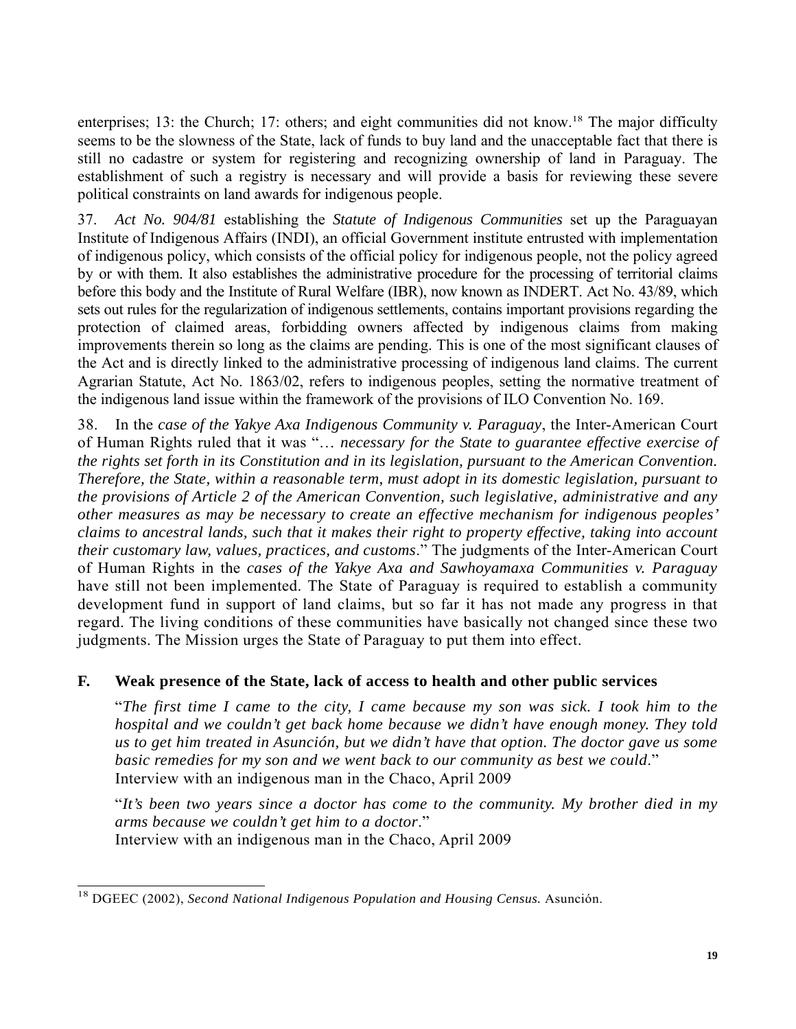enterprises; 13: the Church; 17: others; and eight communities did not know.[18] The major difficulty seems to be the slowness of the State, lack of funds to buy land and the unacceptable fact that there is still no cadastre or system for registering and recognizing ownership of land in Paraguay. The establishment of such a registry is necessary and will provide a basis for reviewing these severe political constraints on land awards for indigenous people.

37. *Act No. 904/81* establishing the *Statute of Indigenous Communities* set up the Paraguayan Institute of Indigenous Affairs (INDI), an official Government institute entrusted with implementation of indigenous policy, which consists of the official policy for indigenous people, not the policy agreed by or with them. It also establishes the administrative procedure for the processing of territorial claims before this body and the Institute of Rural Welfare (IBR), now known as INDERT. Act No. 43/89, which sets out rules for the regularization of indigenous settlements, contains important provisions regarding the protection of claimed areas, forbidding owners affected by indigenous claims from making improvements therein so long as the claims are pending. This is one of the most significant clauses of the Act and is directly linked to the administrative processing of indigenous land claims. The current Agrarian Statute, Act No. 1863/02, refers to indigenous peoples, setting the normative treatment of the indigenous land issue within the framework of the provisions of ILO Convention No. 169.

38. In the *case of the Yakye Axa Indigenous Community v. Paraguay*, the Inter-American Court of Human Rights ruled that it was "… *necessary for the State to guarantee effective exercise of the rights set forth in its Constitution and in its legislation, pursuant to the American Convention. Therefore, the State, within a reasonable term, must adopt in its domestic legislation, pursuant to the provisions of Article 2 of the American Convention, such legislative, administrative and any other measures as may be necessary to create an effective mechanism for indigenous peoples' claims to ancestral lands, such that it makes their right to property effective, taking into account their customary law, values, practices, and customs*." The judgments of the Inter-American Court of Human Rights in the *cases of the Yakye Axa and Sawhoyamaxa Communities v. Paraguay* have still not been implemented. The State of Paraguay is required to establish a community development fund in support of land claims, but so far it has not made any progress in that regard. The living conditions of these communities have basically not changed since these two judgments. The Mission urges the State of Paraguay to put them into effect.

## F. Weak presence of the State, lack of access to health and other public services

"*The first time I came to the city, I came because my son was sick. I took him to the hospital and we couldn't get back home because we didn't have enough money. They told us to get him treated in Asunción, but we didn't have that option. The doctor gave us some basic remedies for my son and we went back to our community as best we could*."
Interview with an indigenous man in the Chaco, April 2009

"*It's been two years since a doctor has come to the community. My brother died in my arms because we couldn't get him to a doctor*."
Interview with an indigenous man in the Chaco, April 2009

[18] DGEEC (2002), *Second National Indigenous Population and Housing Census.* Asunción.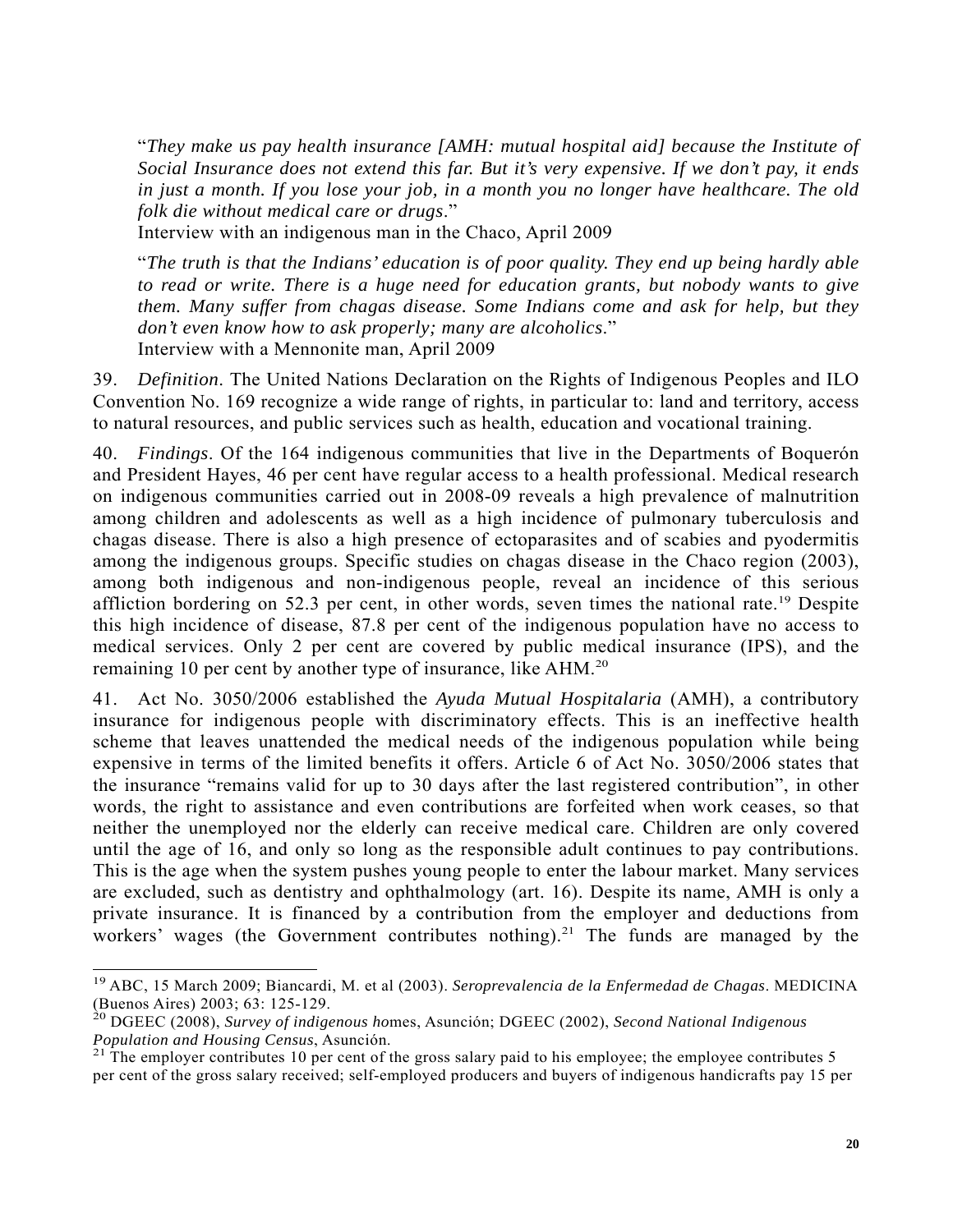> “*They make us pay health insurance [AMH: mutual hospital aid] because the Institute of Social Insurance does not extend this far. But it’s very expensive. If we don’t pay, it ends in just a month. If you lose your job, in a month you no longer have healthcare. The old folk die without medical care or drugs*.”
> Interview with an indigenous man in the Chaco, April 2009

> “*The truth is that the Indians’ education is of poor quality. They end up being hardly able to read or write. There is a huge need for education grants, but nobody wants to give them. Many suffer from chagas disease. Some Indians come and ask for help, but they don’t even know how to ask properly; many are alcoholics*.”
> Interview with a Mennonite man, April 2009

39. *Definition*. The United Nations Declaration on the Rights of Indigenous Peoples and ILO Convention No. 169 recognize a wide range of rights, in particular to: land and territory, access to natural resources, and public services such as health, education and vocational training.

40. *Findings*. Of the 164 indigenous communities that live in the Departments of Boquerón and President Hayes, 46 per cent have regular access to a health professional. Medical research on indigenous communities carried out in 2008-09 reveals a high prevalence of malnutrition among children and adolescents as well as a high incidence of pulmonary tuberculosis and chagas disease. There is also a high presence of ectoparasites and of scabies and pyodermitis among the indigenous groups. Specific studies on chagas disease in the Chaco region (2003), among both indigenous and non-indigenous people, reveal an incidence of this serious affliction bordering on 52.3 per cent, in other words, seven times the national rate.[19] Despite this high incidence of disease, 87.8 per cent of the indigenous population have no access to medical services. Only 2 per cent are covered by public medical insurance (IPS), and the remaining 10 per cent by another type of insurance, like AHM.[20]

41. Act No. 3050/2006 established the *Ayuda Mutual Hospitalaria* (AMH), a contributory insurance for indigenous people with discriminatory effects. This is an ineffective health scheme that leaves unattended the medical needs of the indigenous population while being expensive in terms of the limited benefits it offers. Article 6 of Act No. 3050/2006 states that the insurance “remains valid for up to 30 days after the last registered contribution”, in other words, the right to assistance and even contributions are forfeited when work ceases, so that neither the unemployed nor the elderly can receive medical care. Children are only covered until the age of 16, and only so long as the responsible adult continues to pay contributions. This is the age when the system pushes young people to enter the labour market. Many services are excluded, such as dentistry and ophthalmology (art. 16). Despite its name, AMH is only a private insurance. It is financed by a contribution from the employer and deductions from workers’ wages (the Government contributes nothing).[21] The funds are managed by the

---

[19] ABC, 15 March 2009; Biancardi, M. et al (2003). *Seroprevalencia de la Enfermedad de Chagas*. MEDICINA (Buenos Aires) 2003; 63: 125-129.

[20] DGEEC (2008), *Survey of indigenous homes*, Asunción; DGEEC (2002), *Second National Indigenous Population and Housing Census*, Asunción.

[21] The employer contributes 10 per cent of the gross salary paid to his employee; the employee contributes 5 per cent of the gross salary received; self-employed producers and buyers of indigenous handicrafts pay 15 per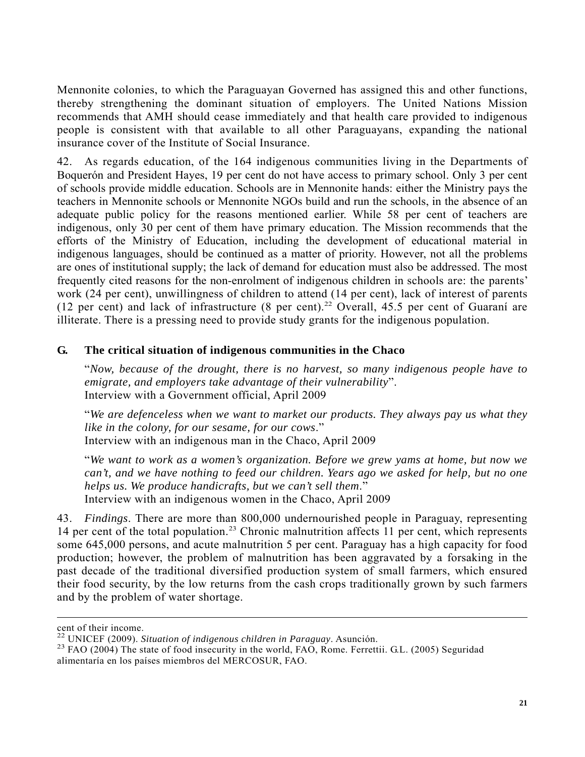Mennonite colonies, to which the Paraguayan Governed has assigned this and other functions, thereby strengthening the dominant situation of employers. The United Nations Mission recommends that AMH should cease immediately and that health care provided to indigenous people is consistent with that available to all other Paraguayans, expanding the national insurance cover of the Institute of Social Insurance.

42. As regards education, of the 164 indigenous communities living in the Departments of Boquerón and President Hayes, 19 per cent do not have access to primary school. Only 3 per cent of schools provide middle education. Schools are in Mennonite hands: either the Ministry pays the teachers in Mennonite schools or Mennonite NGOs build and run the schools, in the absence of an adequate public policy for the reasons mentioned earlier. While 58 per cent of teachers are indigenous, only 30 per cent of them have primary education. The Mission recommends that the efforts of the Ministry of Education, including the development of educational material in indigenous languages, should be continued as a matter of priority. However, not all the problems are ones of institutional supply; the lack of demand for education must also be addressed. The most frequently cited reasons for the non-enrolment of indigenous children in schools are: the parents' work (24 per cent), unwillingness of children to attend (14 per cent), lack of interest of parents (12 per cent) and lack of infrastructure (8 per cent).[22] Overall, 45.5 per cent of Guaraní are illiterate. There is a pressing need to provide study grants for the indigenous population.

## G. The critical situation of indigenous communities in the Chaco

"*Now, because of the drought, there is no harvest, so many indigenous people have to emigrate, and employers take advantage of their vulnerability*".
Interview with a Government official, April 2009

"*We are defenceless when we want to market our products. They always pay us what they like in the colony, for our sesame, for our cows*."
Interview with an indigenous man in the Chaco, April 2009

"*We want to work as a women's organization. Before we grew yams at home, but now we can't, and we have nothing to feed our children. Years ago we asked for help, but no one helps us. We produce handicrafts, but we can't sell them*."
Interview with an indigenous women in the Chaco, April 2009

43. *Findings*. There are more than 800,000 undernourished people in Paraguay, representing 14 per cent of the total population.[23] Chronic malnutrition affects 11 per cent, which represents some 645,000 persons, and acute malnutrition 5 per cent. Paraguay has a high capacity for food production; however, the problem of malnutrition has been aggravated by a forsaking in the past decade of the traditional diversified production system of small farmers, which ensured their food security, by the low returns from the cash crops traditionally grown by such farmers and by the problem of water shortage.

---

cent of their income.

[22] UNICEF (2009). *Situation of indigenous children in Paraguay*. Asunción.

[23] FAO (2004) The state of food insecurity in the world, FAO, Rome. Ferrettii. G.L. (2005) Seguridad alimentaría en los países miembros del MERCOSUR, FAO.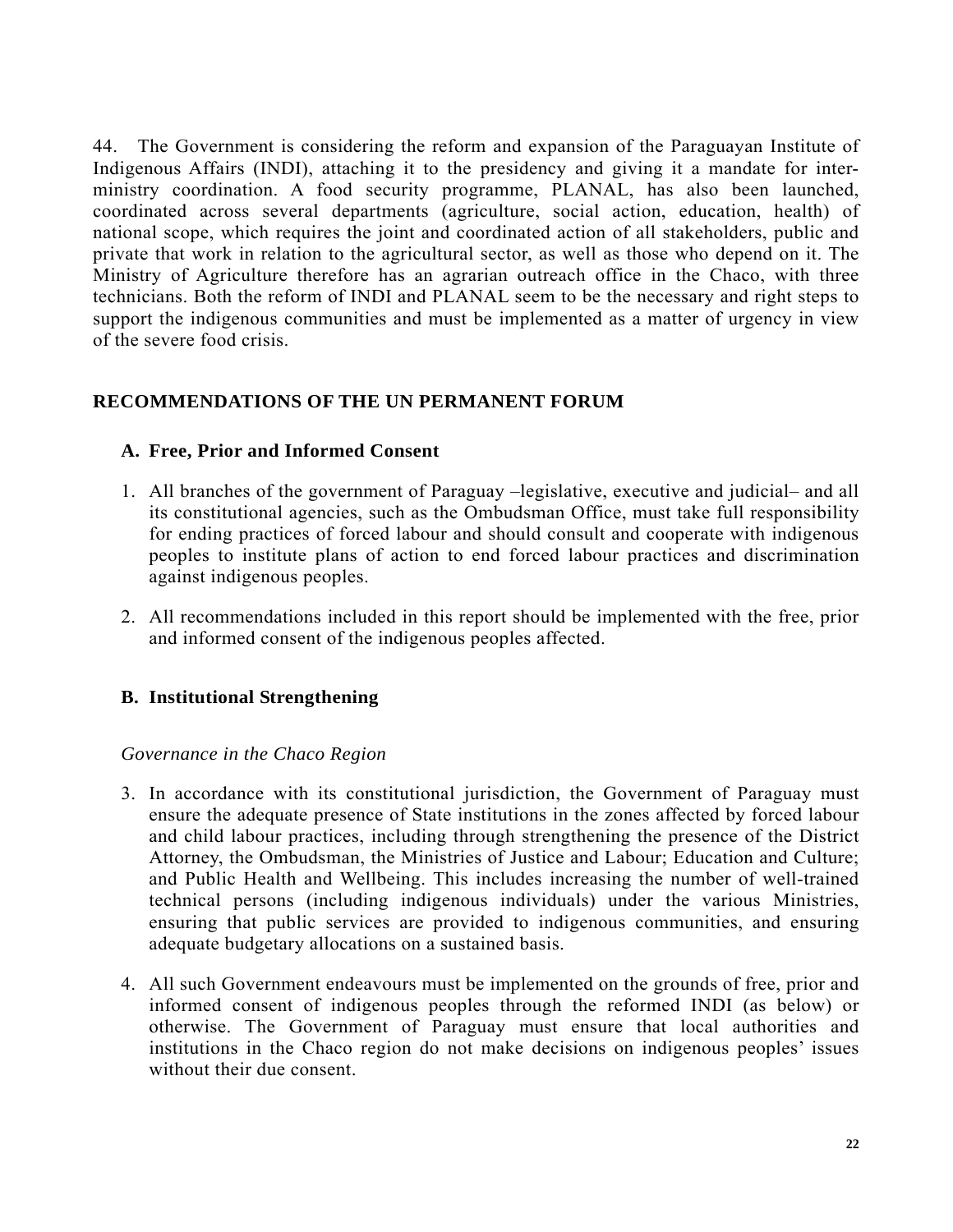44. The Government is considering the reform and expansion of the Paraguayan Institute of Indigenous Affairs (INDI), attaching it to the presidency and giving it a mandate for inter-ministry coordination. A food security programme, PLANAL, has also been launched, coordinated across several departments (agriculture, social action, education, health) of national scope, which requires the joint and coordinated action of all stakeholders, public and private that work in relation to the agricultural sector, as well as those who depend on it. The Ministry of Agriculture therefore has an agrarian outreach office in the Chaco, with three technicians. Both the reform of INDI and PLANAL seem to be the necessary and right steps to support the indigenous communities and must be implemented as a matter of urgency in view of the severe food crisis.

## RECOMMENDATIONS OF THE UN PERMANENT FORUM

### A. Free, Prior and Informed Consent

1. All branches of the government of Paraguay –legislative, executive and judicial– and all its constitutional agencies, such as the Ombudsman Office, must take full responsibility for ending practices of forced labour and should consult and cooperate with indigenous peoples to institute plans of action to end forced labour practices and discrimination against indigenous peoples.

2. All recommendations included in this report should be implemented with the free, prior and informed consent of the indigenous peoples affected.

### B. Institutional Strengthening

*Governance in the Chaco Region*

3. In accordance with its constitutional jurisdiction, the Government of Paraguay must ensure the adequate presence of State institutions in the zones affected by forced labour and child labour practices, including through strengthening the presence of the District Attorney, the Ombudsman, the Ministries of Justice and Labour; Education and Culture; and Public Health and Wellbeing. This includes increasing the number of well-trained technical persons (including indigenous individuals) under the various Ministries, ensuring that public services are provided to indigenous communities, and ensuring adequate budgetary allocations on a sustained basis.

4. All such Government endeavours must be implemented on the grounds of free, prior and informed consent of indigenous peoples through the reformed INDI (as below) or otherwise. The Government of Paraguay must ensure that local authorities and institutions in the Chaco region do not make decisions on indigenous peoples' issues without their due consent.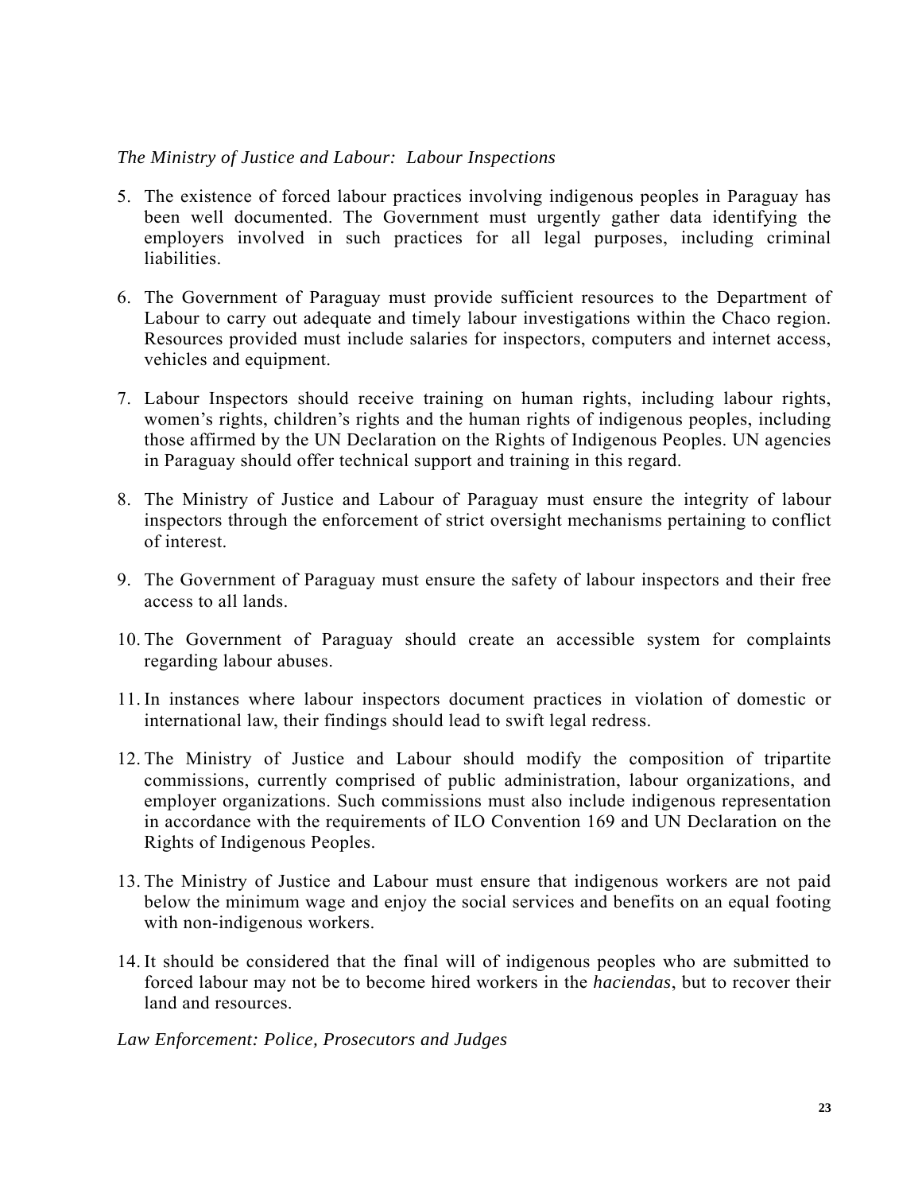*The Ministry of Justice and Labour: Labour Inspections*

5. The existence of forced labour practices involving indigenous peoples in Paraguay has been well documented. The Government must urgently gather data identifying the employers involved in such practices for all legal purposes, including criminal liabilities.

6. The Government of Paraguay must provide sufficient resources to the Department of Labour to carry out adequate and timely labour investigations within the Chaco region. Resources provided must include salaries for inspectors, computers and internet access, vehicles and equipment.

7. Labour Inspectors should receive training on human rights, including labour rights, women's rights, children's rights and the human rights of indigenous peoples, including those affirmed by the UN Declaration on the Rights of Indigenous Peoples. UN agencies in Paraguay should offer technical support and training in this regard.

8. The Ministry of Justice and Labour of Paraguay must ensure the integrity of labour inspectors through the enforcement of strict oversight mechanisms pertaining to conflict of interest.

9. The Government of Paraguay must ensure the safety of labour inspectors and their free access to all lands.

10. The Government of Paraguay should create an accessible system for complaints regarding labour abuses.

11. In instances where labour inspectors document practices in violation of domestic or international law, their findings should lead to swift legal redress.

12. The Ministry of Justice and Labour should modify the composition of tripartite commissions, currently comprised of public administration, labour organizations, and employer organizations. Such commissions must also include indigenous representation in accordance with the requirements of ILO Convention 169 and UN Declaration on the Rights of Indigenous Peoples.

13. The Ministry of Justice and Labour must ensure that indigenous workers are not paid below the minimum wage and enjoy the social services and benefits on an equal footing with non-indigenous workers.

14. It should be considered that the final will of indigenous peoples who are submitted to forced labour may not be to become hired workers in the *haciendas*, but to recover their land and resources.

*Law Enforcement: Police, Prosecutors and Judges*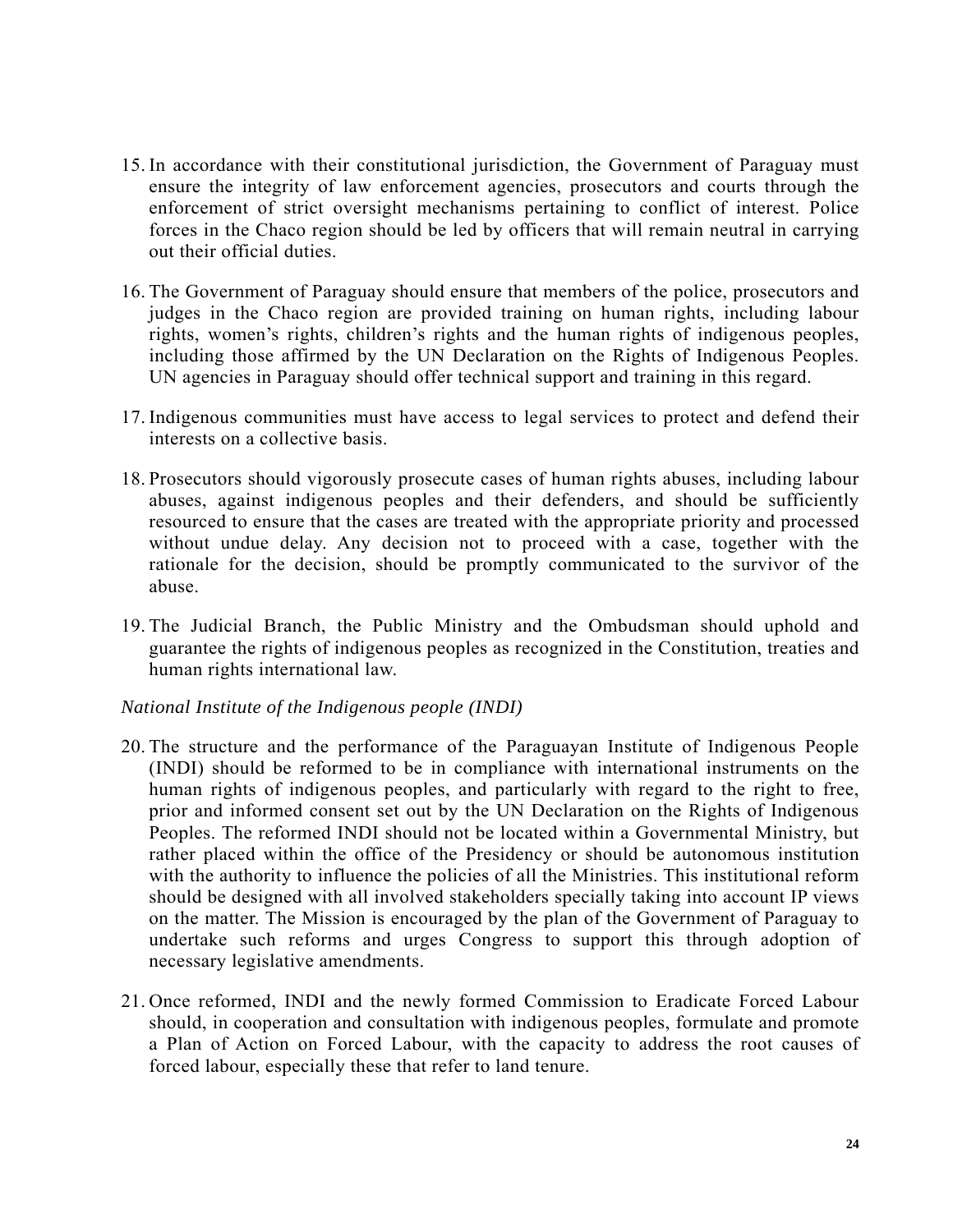15. In accordance with their constitutional jurisdiction, the Government of Paraguay must ensure the integrity of law enforcement agencies, prosecutors and courts through the enforcement of strict oversight mechanisms pertaining to conflict of interest. Police forces in the Chaco region should be led by officers that will remain neutral in carrying out their official duties.

16. The Government of Paraguay should ensure that members of the police, prosecutors and judges in the Chaco region are provided training on human rights, including labour rights, women's rights, children's rights and the human rights of indigenous peoples, including those affirmed by the UN Declaration on the Rights of Indigenous Peoples. UN agencies in Paraguay should offer technical support and training in this regard.

17. Indigenous communities must have access to legal services to protect and defend their interests on a collective basis.

18. Prosecutors should vigorously prosecute cases of human rights abuses, including labour abuses, against indigenous peoples and their defenders, and should be sufficiently resourced to ensure that the cases are treated with the appropriate priority and processed without undue delay. Any decision not to proceed with a case, together with the rationale for the decision, should be promptly communicated to the survivor of the abuse.

19. The Judicial Branch, the Public Ministry and the Ombudsman should uphold and guarantee the rights of indigenous peoples as recognized in the Constitution, treaties and human rights international law.

*National Institute of the Indigenous people (INDI)*

20. The structure and the performance of the Paraguayan Institute of Indigenous People (INDI) should be reformed to be in compliance with international instruments on the human rights of indigenous peoples, and particularly with regard to the right to free, prior and informed consent set out by the UN Declaration on the Rights of Indigenous Peoples. The reformed INDI should not be located within a Governmental Ministry, but rather placed within the office of the Presidency or should be autonomous institution with the authority to influence the policies of all the Ministries. This institutional reform should be designed with all involved stakeholders specially taking into account IP views on the matter. The Mission is encouraged by the plan of the Government of Paraguay to undertake such reforms and urges Congress to support this through adoption of necessary legislative amendments.

21. Once reformed, INDI and the newly formed Commission to Eradicate Forced Labour should, in cooperation and consultation with indigenous peoples, formulate and promote a Plan of Action on Forced Labour, with the capacity to address the root causes of forced labour, especially these that refer to land tenure.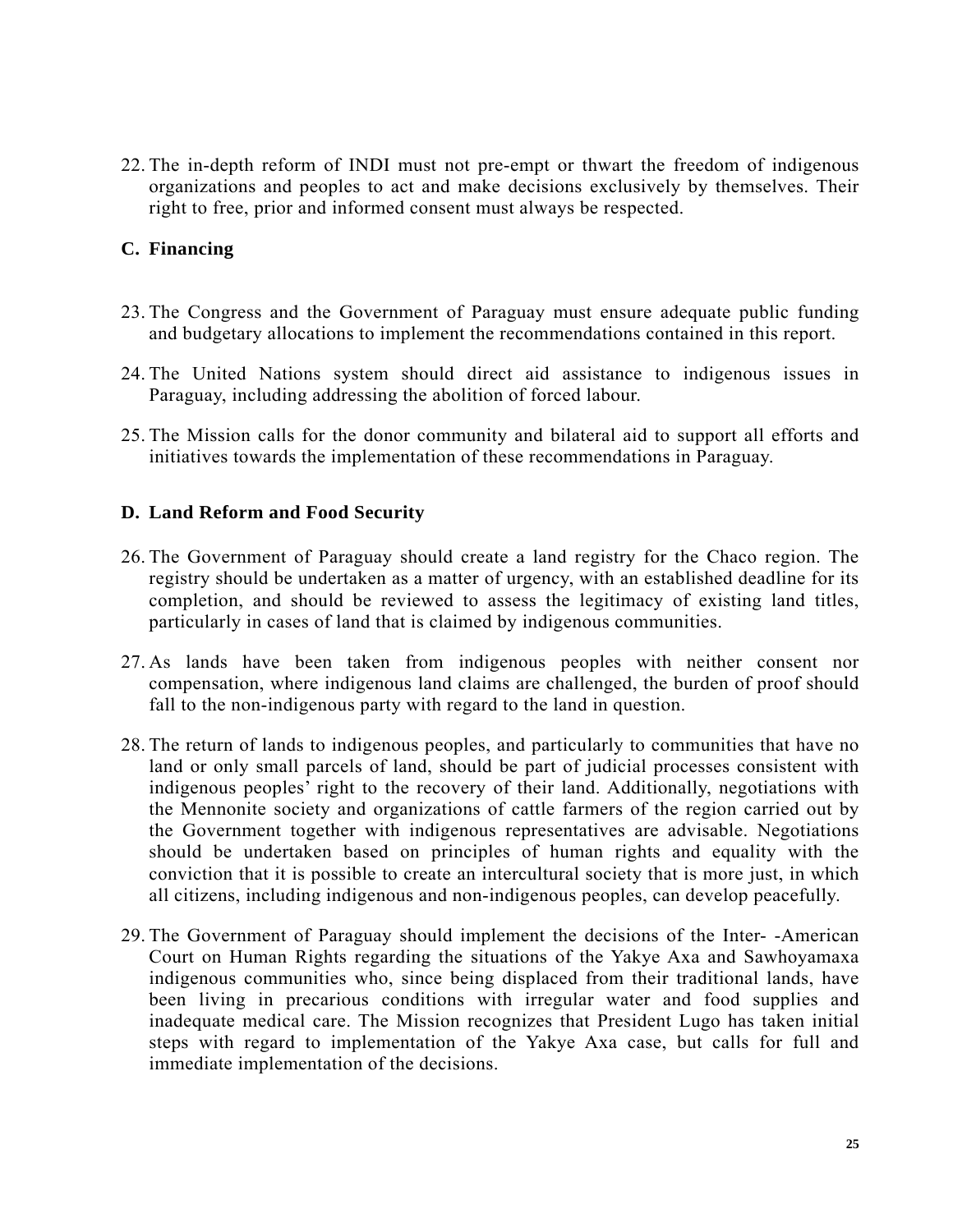22. The in-depth reform of INDI must not pre-empt or thwart the freedom of indigenous organizations and peoples to act and make decisions exclusively by themselves. Their right to free, prior and informed consent must always be respected.

## C. Financing

23. The Congress and the Government of Paraguay must ensure adequate public funding and budgetary allocations to implement the recommendations contained in this report.

24. The United Nations system should direct aid assistance to indigenous issues in Paraguay, including addressing the abolition of forced labour.

25. The Mission calls for the donor community and bilateral aid to support all efforts and initiatives towards the implementation of these recommendations in Paraguay.

## D. Land Reform and Food Security

26. The Government of Paraguay should create a land registry for the Chaco region. The registry should be undertaken as a matter of urgency, with an established deadline for its completion, and should be reviewed to assess the legitimacy of existing land titles, particularly in cases of land that is claimed by indigenous communities.

27. As lands have been taken from indigenous peoples with neither consent nor compensation, where indigenous land claims are challenged, the burden of proof should fall to the non-indigenous party with regard to the land in question.

28. The return of lands to indigenous peoples, and particularly to communities that have no land or only small parcels of land, should be part of judicial processes consistent with indigenous peoples' right to the recovery of their land. Additionally, negotiations with the Mennonite society and organizations of cattle farmers of the region carried out by the Government together with indigenous representatives are advisable. Negotiations should be undertaken based on principles of human rights and equality with the conviction that it is possible to create an intercultural society that is more just, in which all citizens, including indigenous and non-indigenous peoples, can develop peacefully.

29. The Government of Paraguay should implement the decisions of the Inter- -American Court on Human Rights regarding the situations of the Yakye Axa and Sawhoyamaxa indigenous communities who, since being displaced from their traditional lands, have been living in precarious conditions with irregular water and food supplies and inadequate medical care. The Mission recognizes that President Lugo has taken initial steps with regard to implementation of the Yakye Axa case, but calls for full and immediate implementation of the decisions.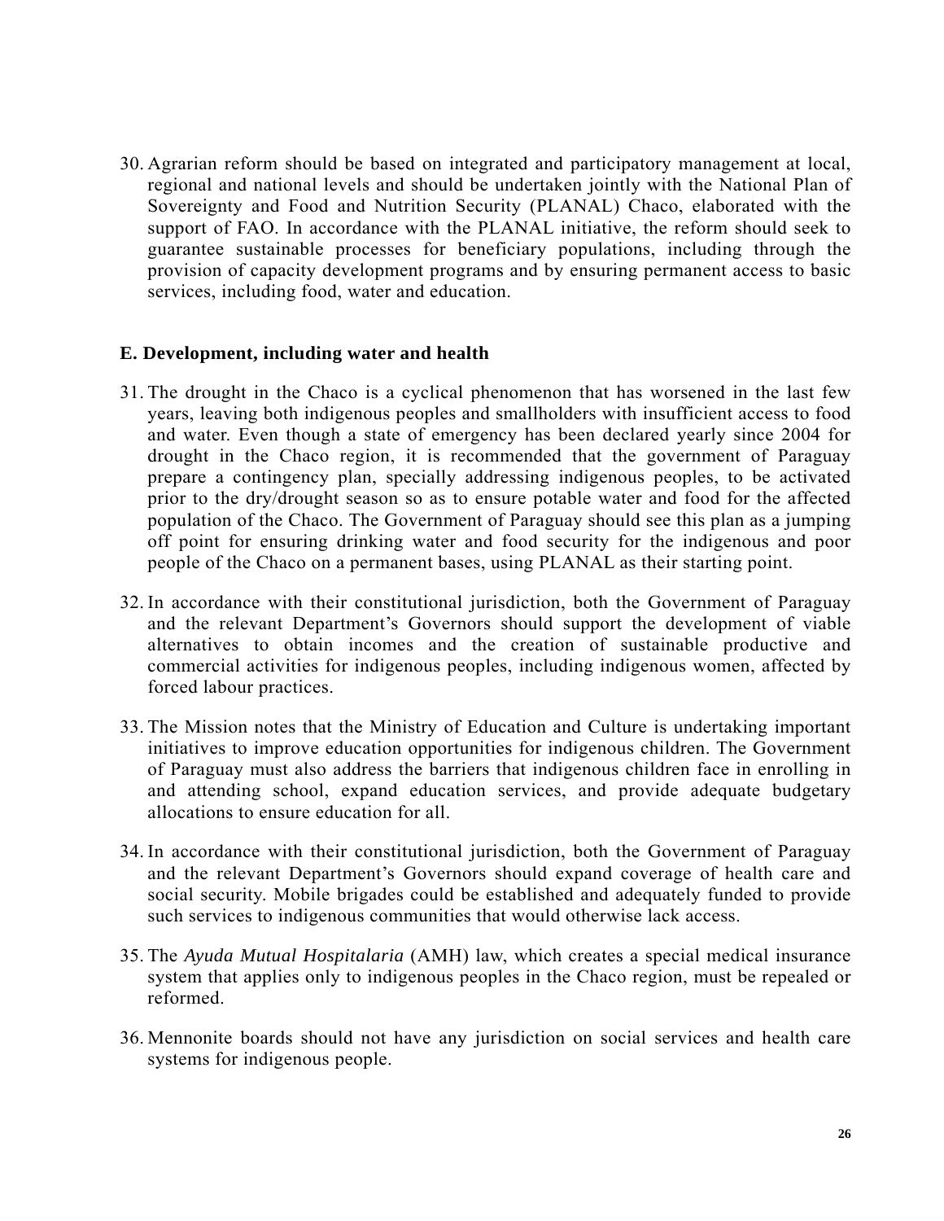30. Agrarian reform should be based on integrated and participatory management at local, regional and national levels and should be undertaken jointly with the National Plan of Sovereignty and Food and Nutrition Security (PLANAL) Chaco, elaborated with the support of FAO. In accordance with the PLANAL initiative, the reform should seek to guarantee sustainable processes for beneficiary populations, including through the provision of capacity development programs and by ensuring permanent access to basic services, including food, water and education.

### E. Development, including water and health

31. The drought in the Chaco is a cyclical phenomenon that has worsened in the last few years, leaving both indigenous peoples and smallholders with insufficient access to food and water. Even though a state of emergency has been declared yearly since 2004 for drought in the Chaco region, it is recommended that the government of Paraguay prepare a contingency plan, specially addressing indigenous peoples, to be activated prior to the dry/drought season so as to ensure potable water and food for the affected population of the Chaco. The Government of Paraguay should see this plan as a jumping off point for ensuring drinking water and food security for the indigenous and poor people of the Chaco on a permanent bases, using PLANAL as their starting point.

32. In accordance with their constitutional jurisdiction, both the Government of Paraguay and the relevant Department's Governors should support the development of viable alternatives to obtain incomes and the creation of sustainable productive and commercial activities for indigenous peoples, including indigenous women, affected by forced labour practices.

33. The Mission notes that the Ministry of Education and Culture is undertaking important initiatives to improve education opportunities for indigenous children. The Government of Paraguay must also address the barriers that indigenous children face in enrolling in and attending school, expand education services, and provide adequate budgetary allocations to ensure education for all.

34. In accordance with their constitutional jurisdiction, both the Government of Paraguay and the relevant Department's Governors should expand coverage of health care and social security. Mobile brigades could be established and adequately funded to provide such services to indigenous communities that would otherwise lack access.

35. The *Ayuda Mutual Hospitalaria* (AMH) law, which creates a special medical insurance system that applies only to indigenous peoples in the Chaco region, must be repealed or reformed.

36. Mennonite boards should not have any jurisdiction on social services and health care systems for indigenous people.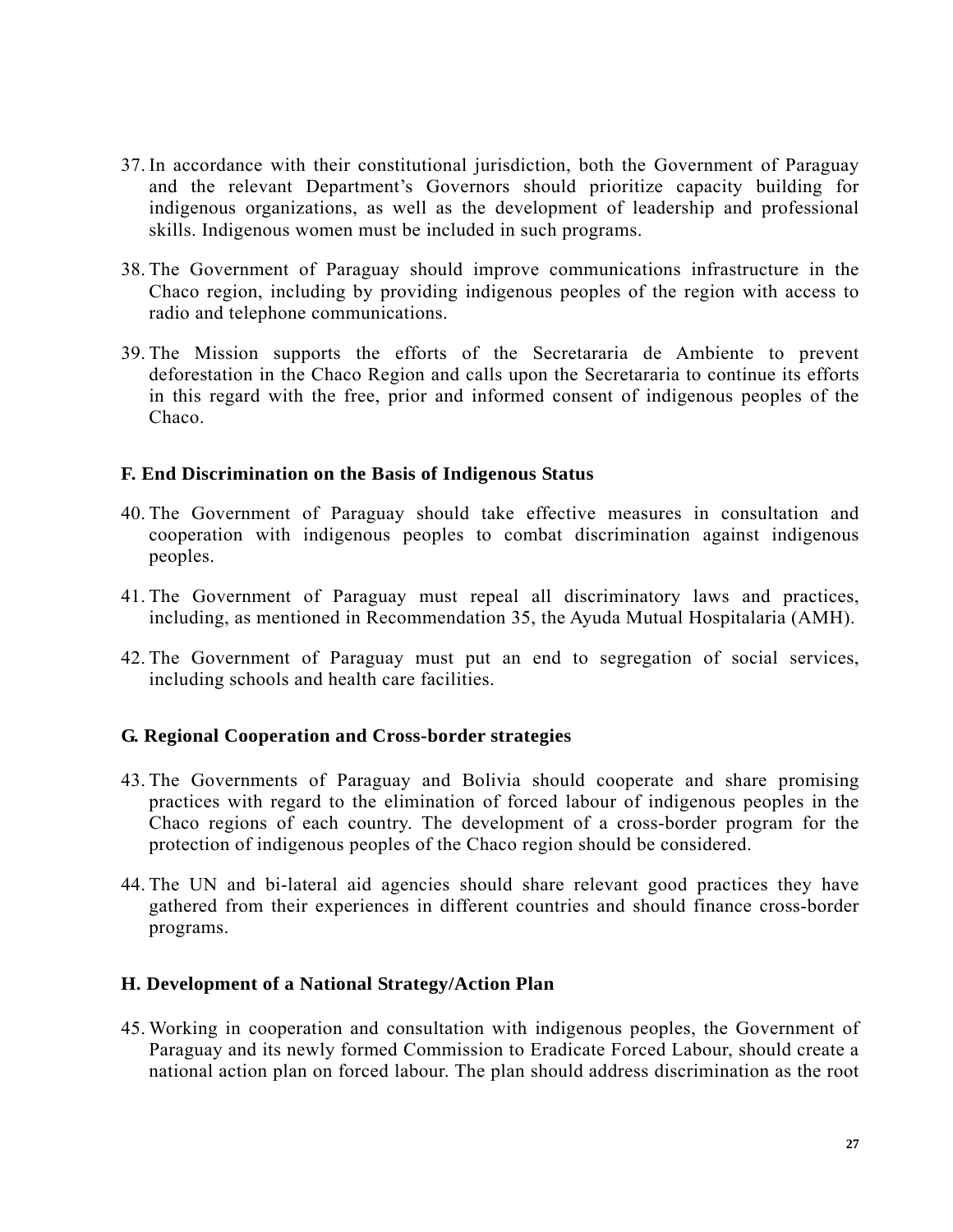37. In accordance with their constitutional jurisdiction, both the Government of Paraguay and the relevant Department's Governors should prioritize capacity building for indigenous organizations, as well as the development of leadership and professional skills. Indigenous women must be included in such programs.

38. The Government of Paraguay should improve communications infrastructure in the Chaco region, including by providing indigenous peoples of the region with access to radio and telephone communications.

39. The Mission supports the efforts of the Secretararia de Ambiente to prevent deforestation in the Chaco Region and calls upon the Secretararia to continue its efforts in this regard with the free, prior and informed consent of indigenous peoples of the Chaco.

### F. End Discrimination on the Basis of Indigenous Status

40. The Government of Paraguay should take effective measures in consultation and cooperation with indigenous peoples to combat discrimination against indigenous peoples.

41. The Government of Paraguay must repeal all discriminatory laws and practices, including, as mentioned in Recommendation 35, the Ayuda Mutual Hospitalaria (AMH).

42. The Government of Paraguay must put an end to segregation of social services, including schools and health care facilities.

### G. Regional Cooperation and Cross-border strategies

43. The Governments of Paraguay and Bolivia should cooperate and share promising practices with regard to the elimination of forced labour of indigenous peoples in the Chaco regions of each country. The development of a cross-border program for the protection of indigenous peoples of the Chaco region should be considered.

44. The UN and bi-lateral aid agencies should share relevant good practices they have gathered from their experiences in different countries and should finance cross-border programs.

### H. Development of a National Strategy/Action Plan

45. Working in cooperation and consultation with indigenous peoples, the Government of Paraguay and its newly formed Commission to Eradicate Forced Labour, should create a national action plan on forced labour. The plan should address discrimination as the root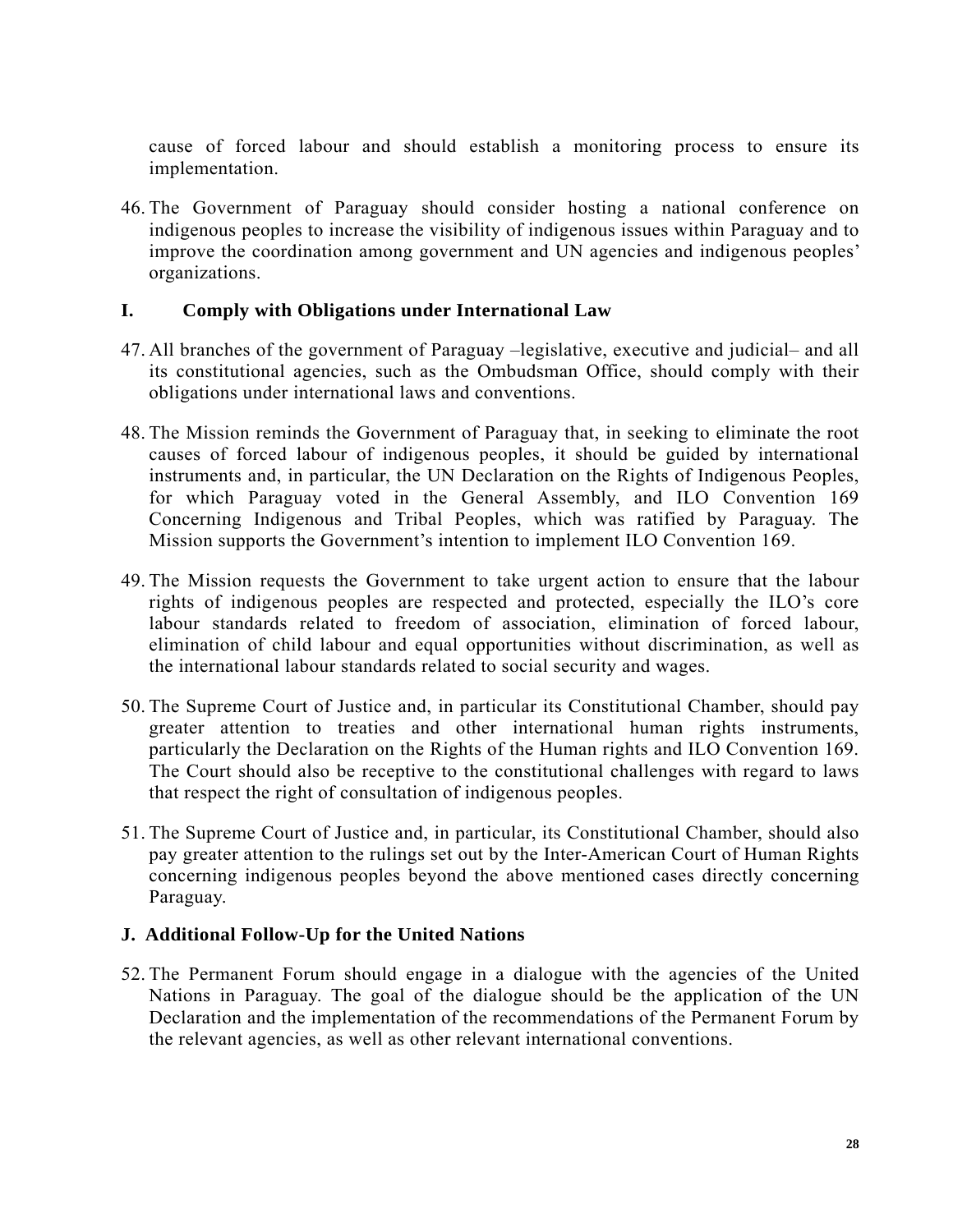cause of forced labour and should establish a monitoring process to ensure its implementation.

46. The Government of Paraguay should consider hosting a national conference on indigenous peoples to increase the visibility of indigenous issues within Paraguay and to improve the coordination among government and UN agencies and indigenous peoples' organizations.

## I. Comply with Obligations under International Law

47. All branches of the government of Paraguay –legislative, executive and judicial– and all its constitutional agencies, such as the Ombudsman Office, should comply with their obligations under international laws and conventions.

48. The Mission reminds the Government of Paraguay that, in seeking to eliminate the root causes of forced labour of indigenous peoples, it should be guided by international instruments and, in particular, the UN Declaration on the Rights of Indigenous Peoples, for which Paraguay voted in the General Assembly, and ILO Convention 169 Concerning Indigenous and Tribal Peoples, which was ratified by Paraguay. The Mission supports the Government's intention to implement ILO Convention 169.

49. The Mission requests the Government to take urgent action to ensure that the labour rights of indigenous peoples are respected and protected, especially the ILO's core labour standards related to freedom of association, elimination of forced labour, elimination of child labour and equal opportunities without discrimination, as well as the international labour standards related to social security and wages.

50. The Supreme Court of Justice and, in particular its Constitutional Chamber, should pay greater attention to treaties and other international human rights instruments, particularly the Declaration on the Rights of the Human rights and ILO Convention 169. The Court should also be receptive to the constitutional challenges with regard to laws that respect the right of consultation of indigenous peoples.

51. The Supreme Court of Justice and, in particular, its Constitutional Chamber, should also pay greater attention to the rulings set out by the Inter-American Court of Human Rights concerning indigenous peoples beyond the above mentioned cases directly concerning Paraguay.

## J. Additional Follow-Up for the United Nations

52. The Permanent Forum should engage in a dialogue with the agencies of the United Nations in Paraguay. The goal of the dialogue should be the application of the UN Declaration and the implementation of the recommendations of the Permanent Forum by the relevant agencies, as well as other relevant international conventions.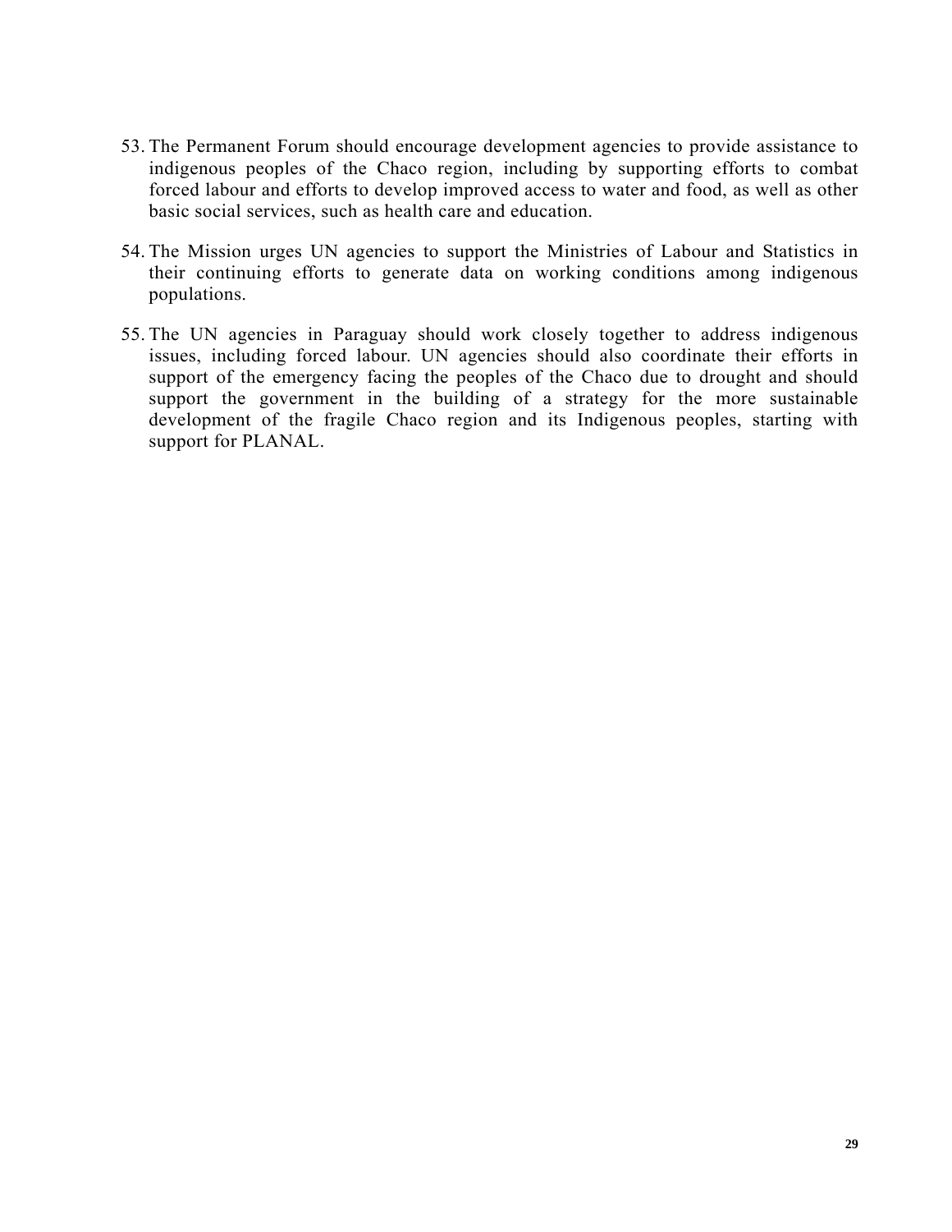53. The Permanent Forum should encourage development agencies to provide assistance to indigenous peoples of the Chaco region, including by supporting efforts to combat forced labour and efforts to develop improved access to water and food, as well as other basic social services, such as health care and education.

54. The Mission urges UN agencies to support the Ministries of Labour and Statistics in their continuing efforts to generate data on working conditions among indigenous populations.

55. The UN agencies in Paraguay should work closely together to address indigenous issues, including forced labour. UN agencies should also coordinate their efforts in support of the emergency facing the peoples of the Chaco due to drought and should support the government in the building of a strategy for the more sustainable development of the fragile Chaco region and its Indigenous peoples, starting with support for PLANAL.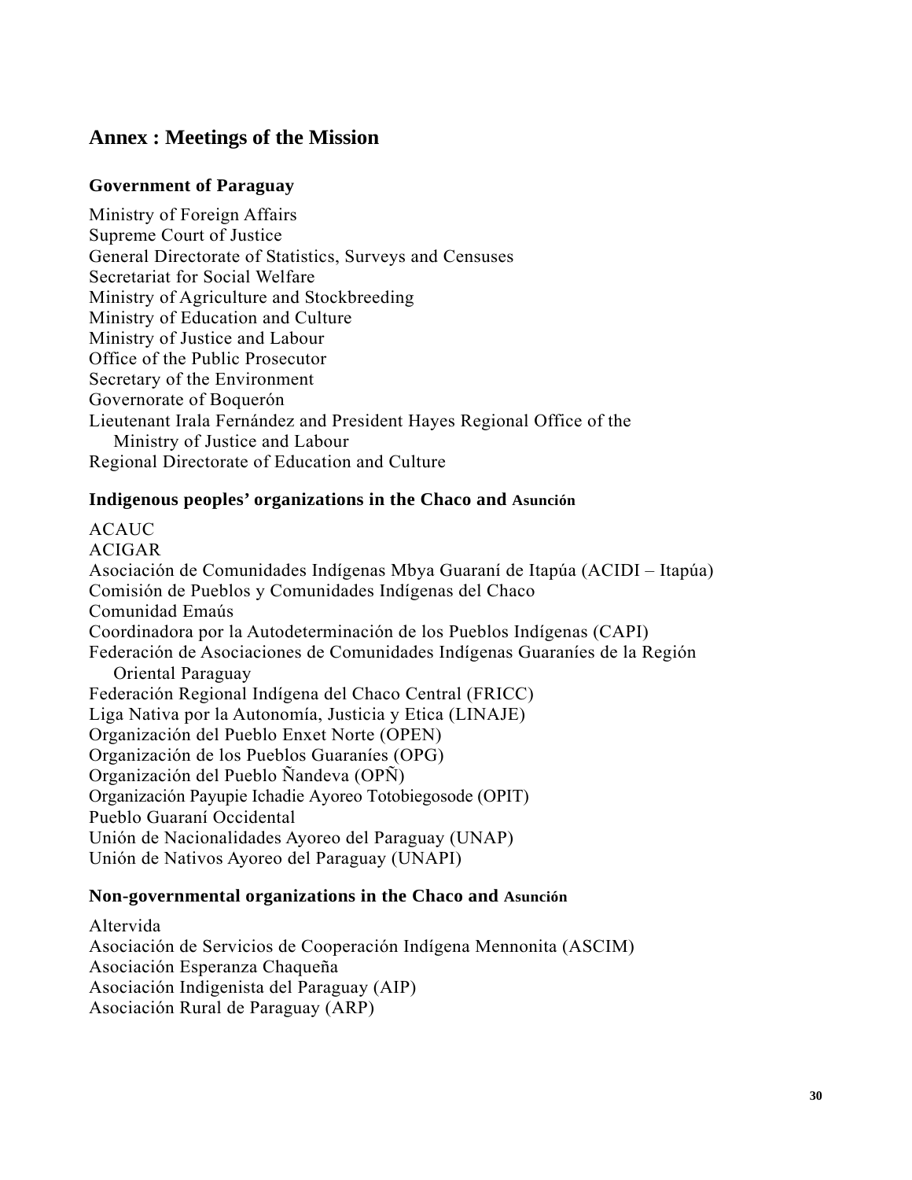## Annex : Meetings of the Mission

### Government of Paraguay

Ministry of Foreign Affairs
Supreme Court of Justice
General Directorate of Statistics, Surveys and Censuses
Secretariat for Social Welfare
Ministry of Agriculture and Stockbreeding
Ministry of Education and Culture
Ministry of Justice and Labour
Office of the Public Prosecutor
Secretary of the Environment
Governorate of Boquerón
Lieutenant Irala Fernández and President Hayes Regional Office of the Ministry of Justice and Labour
Regional Directorate of Education and Culture

### Indigenous peoples' organizations in the Chaco and Asunción

ACAUC
ACIGAR
Asociación de Comunidades Indígenas Mbya Guaraní de Itapúa (ACIDI – Itapúa)
Comisión de Pueblos y Comunidades Indígenas del Chaco
Comunidad Emaús
Coordinadora por la Autodeterminación de los Pueblos Indígenas (CAPI)
Federación de Asociaciones de Comunidades Indígenas Guaraníes de la Región Oriental Paraguay
Federación Regional Indígena del Chaco Central (FRICC)
Liga Nativa por la Autonomía, Justicia y Etica (LINAJE)
Organización del Pueblo Enxet Norte (OPEN)
Organización de los Pueblos Guaraníes (OPG)
Organización del Pueblo Ñandeva (OPÑ)
Organización Payupie Ichadie Ayoreo Totobiegosode (OPIT)
Pueblo Guaraní Occidental
Unión de Nacionalidades Ayoreo del Paraguay (UNAP)
Unión de Nativos Ayoreo del Paraguay (UNAPI)

### Non-governmental organizations in the Chaco and Asunción

Altervida
Asociación de Servicios de Cooperación Indígena Mennonita (ASCIM)
Asociación Esperanza Chaqueña
Asociación Indigenista del Paraguay (AIP)
Asociación Rural de Paraguay (ARP)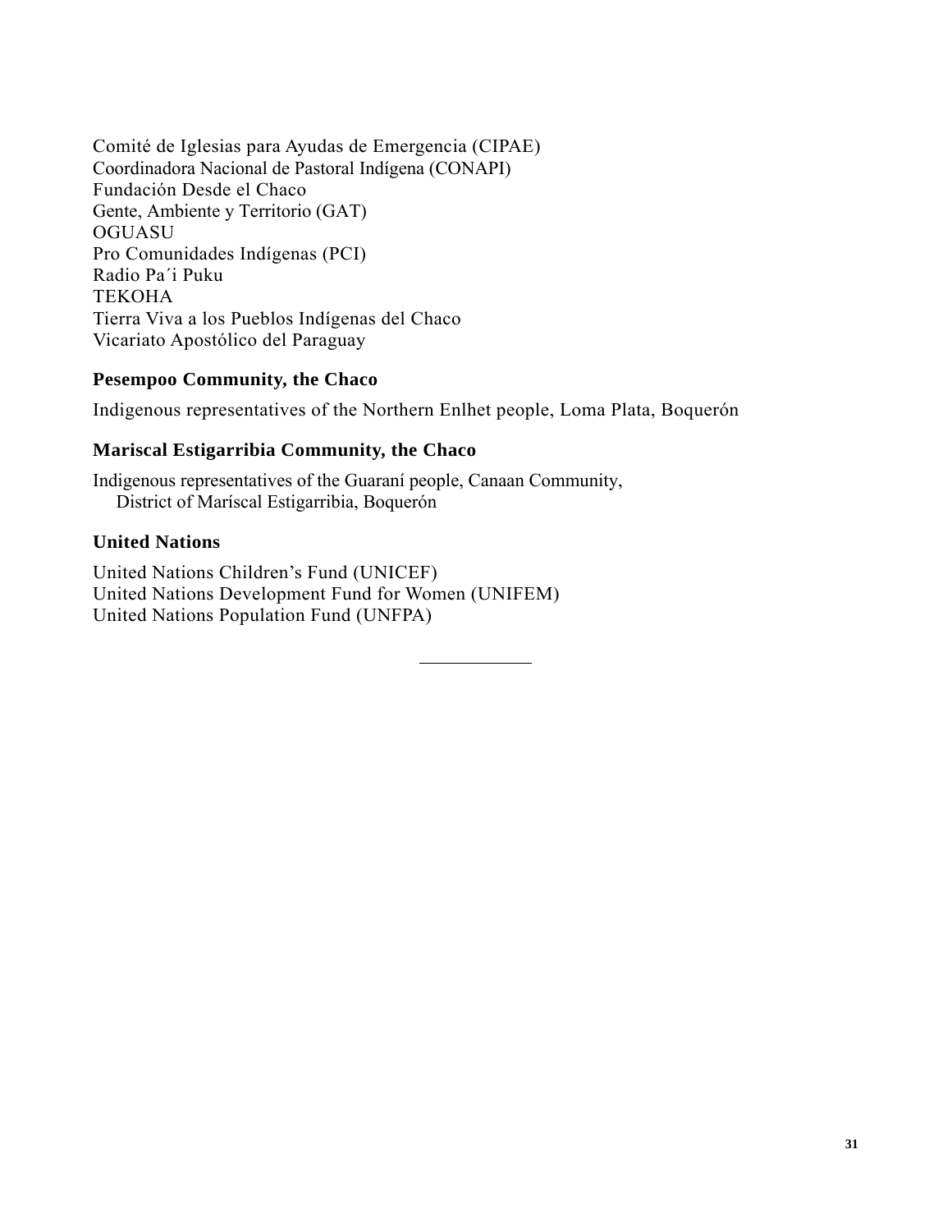Comité de Iglesias para Ayudas de Emergencia (CIPAE)
Coordinadora Nacional de Pastoral Indígena (CONAPI)
Fundación Desde el Chaco
Gente, Ambiente y Territorio (GAT)
OGUASU
Pro Comunidades Indígenas (PCI)
Radio Pa´i Puku
TEKOHA
Tierra Viva a los Pueblos Indígenas del Chaco
Vicariato Apostólico del Paraguay

### Pesempoo Community, the Chaco

Indigenous representatives of the Northern Enlhet people, Loma Plata, Boquerón

### Mariscal Estigarribia Community, the Chaco

Indigenous representatives of the Guaraní people, Canaan Community, District of Maríscal Estigarribia, Boquerón

### United Nations

United Nations Children's Fund (UNICEF)
United Nations Development Fund for Women (UNIFEM)
United Nations Population Fund (UNFPA)